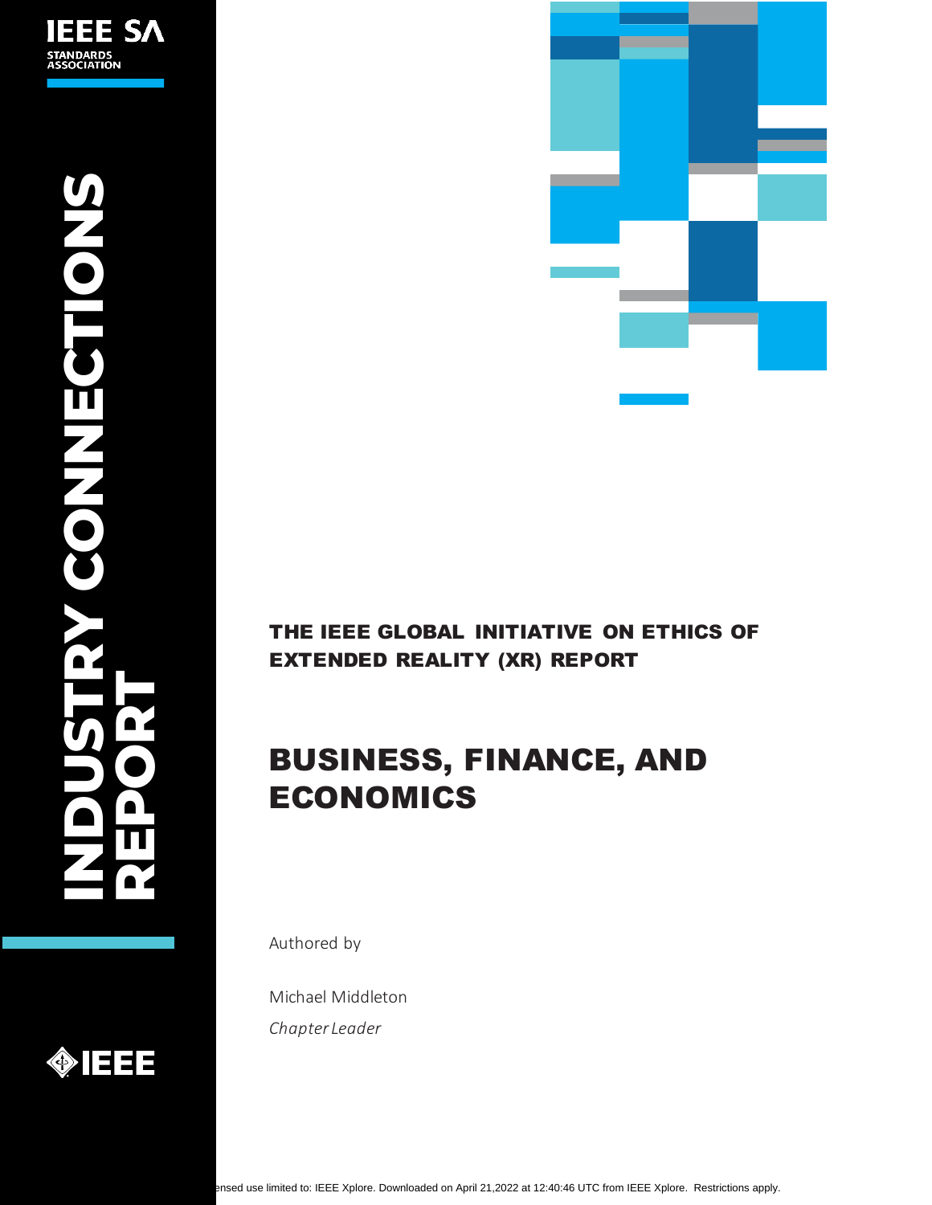IEEE SA
STANDARDS ASSOCIATION

INDUSTRY CONNECTIONS REPORT

**THE IEEE GLOBAL INITIATIVE ON ETHICS OF EXTENDED REALITY (XR) REPORT**

# BUSINESS, FINANCE, AND ECONOMICS

Authored by

Michael Middleton

*Chapter Leader*

IEEE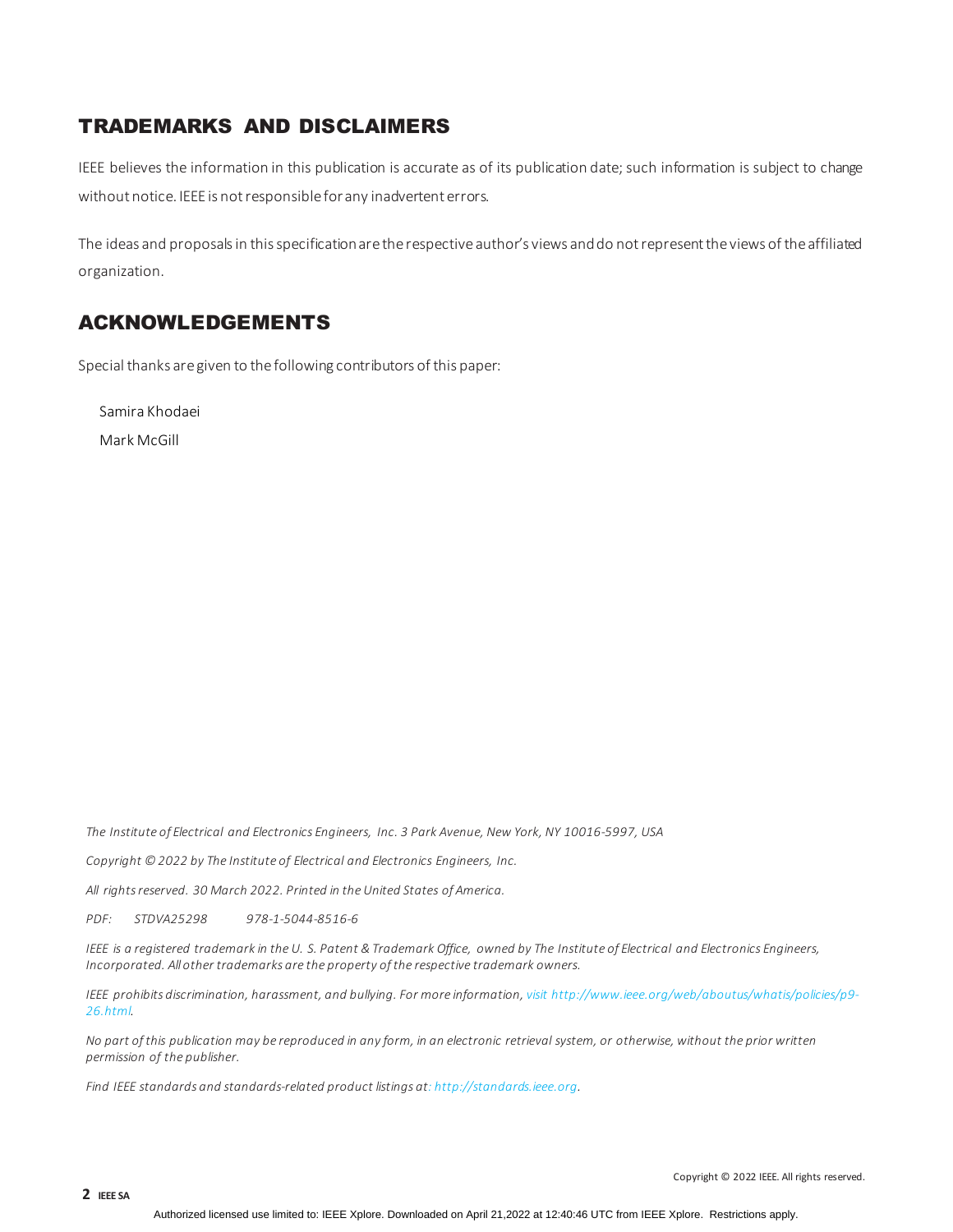## TRADEMARKS AND DISCLAIMERS

IEEE believes the information in this publication is accurate as of its publication date; such information is subject to change without notice. IEEE is not responsible for any inadvertent errors.

The ideas and proposals in this specification are the respective author's views and do not represent the views of the affiliated organization.

## ACKNOWLEDGEMENTS

Special thanks are given to the following contributors of this paper:

Samira Khodaei
Mark McGill

*The Institute of Electrical and Electronics Engineers, Inc. 3 Park Avenue, New York, NY 10016-5997, USA*

*Copyright © 2022 by The Institute of Electrical and Electronics Engineers, Inc.*

*All rights reserved. 30 March 2022. Printed in the United States of America.*

*PDF: STDVA25298 978-1-5044-8516-6*

*IEEE is a registered trademark in the U. S. Patent & Trademark Office, owned by The Institute of Electrical and Electronics Engineers, Incorporated. All other trademarks are the property of the respective trademark owners.*

*IEEE prohibits discrimination, harassment, and bullying. For more information, visit http://www.ieee.org/web/aboutus/whatis/policies/p9-26.html.*

*No part of this publication may be reproduced in any form, in an electronic retrieval system, or otherwise, without the prior written permission of the publisher.*

*Find IEEE standards and standards-related product listings at: http://standards.ieee.org.*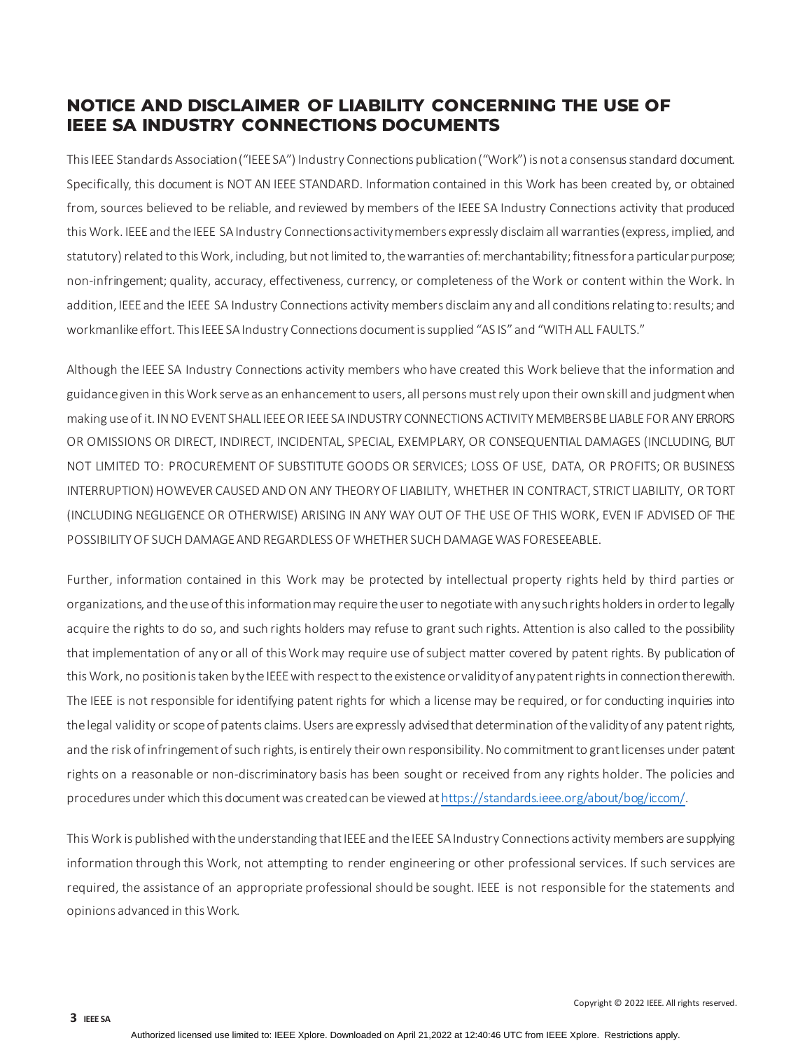## NOTICE AND DISCLAIMER OF LIABILITY CONCERNING THE USE OF IEEE SA INDUSTRY CONNECTIONS DOCUMENTS

This IEEE Standards Association ("IEEE SA") Industry Connections publication ("Work") is not a consensus standard document. Specifically, this document is NOT AN IEEE STANDARD. Information contained in this Work has been created by, or obtained from, sources believed to be reliable, and reviewed by members of the IEEE SA Industry Connections activity that produced this Work. IEEE and the IEEE SA Industry Connections activity members expressly disclaim all warranties (express, implied, and statutory) related to this Work, including, but not limited to, the warranties of: merchantability; fitness for a particular purpose; non-infringement; quality, accuracy, effectiveness, currency, or completeness of the Work or content within the Work. In addition, IEEE and the IEEE SA Industry Connections activity members disclaim any and all conditions relating to: results; and workmanlike effort. This IEEE SA Industry Connections document is supplied "AS IS" and "WITH ALL FAULTS."

Although the IEEE SA Industry Connections activity members who have created this Work believe that the information and guidance given in this Work serve as an enhancement to users, all persons must rely upon their own skill and judgment when making use of it. IN NO EVENT SHALL IEEE OR IEEE SA INDUSTRY CONNECTIONS ACTIVITY MEMBERS BE LIABLE FOR ANY ERRORS OR OMISSIONS OR DIRECT, INDIRECT, INCIDENTAL, SPECIAL, EXEMPLARY, OR CONSEQUENTIAL DAMAGES (INCLUDING, BUT NOT LIMITED TO: PROCUREMENT OF SUBSTITUTE GOODS OR SERVICES; LOSS OF USE, DATA, OR PROFITS; OR BUSINESS INTERRUPTION) HOWEVER CAUSED AND ON ANY THEORY OF LIABILITY, WHETHER IN CONTRACT, STRICT LIABILITY, OR TORT (INCLUDING NEGLIGENCE OR OTHERWISE) ARISING IN ANY WAY OUT OF THE USE OF THIS WORK, EVEN IF ADVISED OF THE POSSIBILITY OF SUCH DAMAGE AND REGARDLESS OF WHETHER SUCH DAMAGE WAS FORESEEABLE.

Further, information contained in this Work may be protected by intellectual property rights held by third parties or organizations, and the use of this information may require the user to negotiate with any such rights holders in order to legally acquire the rights to do so, and such rights holders may refuse to grant such rights. Attention is also called to the possibility that implementation of any or all of this Work may require use of subject matter covered by patent rights. By publication of this Work, no position is taken by the IEEE with respect to the existence or validity of any patent rights in connection therewith. The IEEE is not responsible for identifying patent rights for which a license may be required, or for conducting inquiries into the legal validity or scope of patents claims. Users are expressly advised that determination of the validity of any patent rights, and the risk of infringement of such rights, is entirely their own responsibility. No commitment to grant licenses under patent rights on a reasonable or non-discriminatory basis has been sought or received from any rights holder. The policies and procedures under which this document was created can be viewed at https://standards.ieee.org/about/bog/iccom/.

This Work is published with the understanding that IEEE and the IEEE SA Industry Connections activity members are supplying information through this Work, not attempting to render engineering or other professional services. If such services are required, the assistance of an appropriate professional should be sought. IEEE is not responsible for the statements and opinions advanced in this Work.

Copyright © 2022 IEEE. All rights reserved.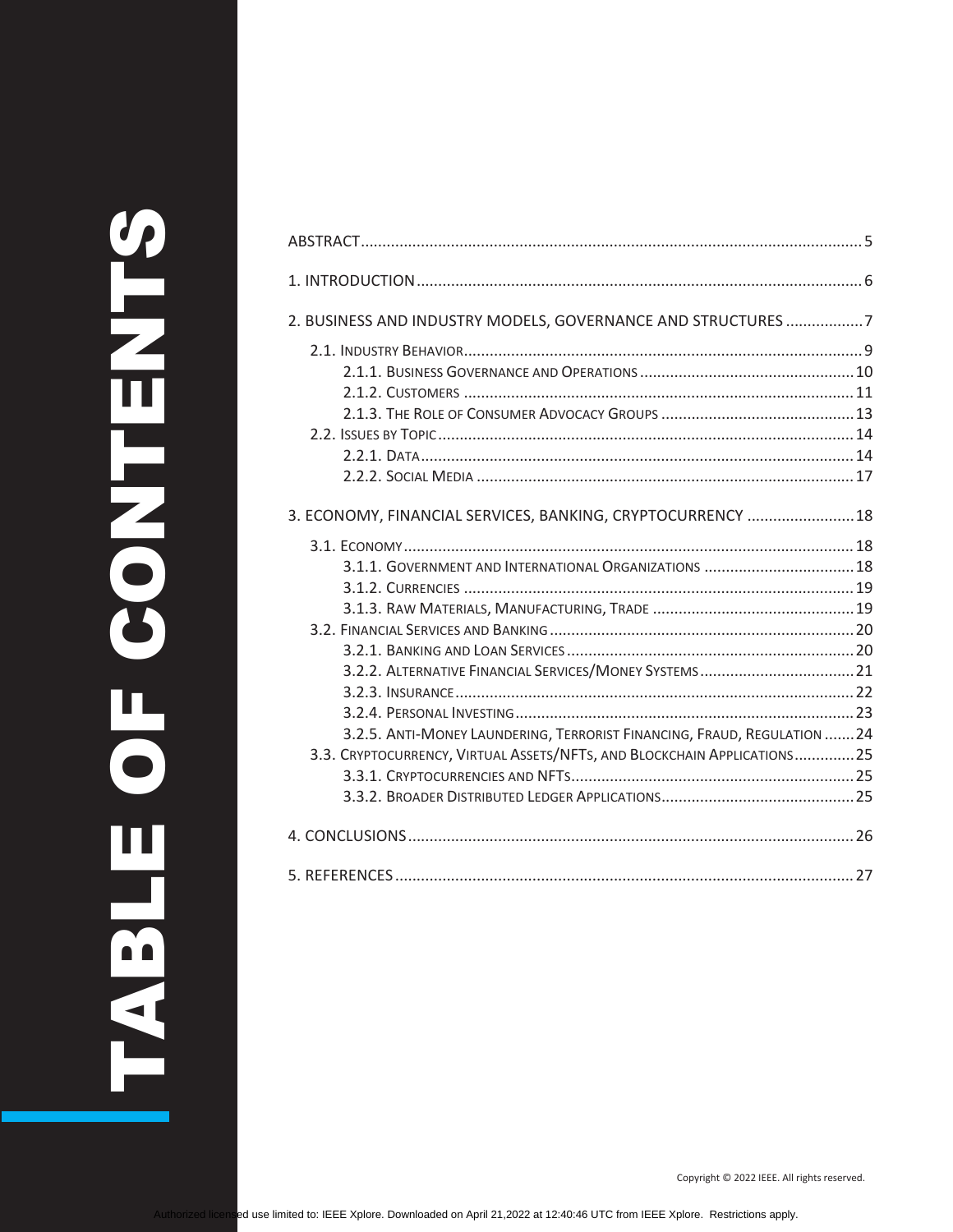# TABLE OF CONTENTS

ABSTRACT .......... 5

1. INTRODUCTION .......... 6

2. BUSINESS AND INDUSTRY MODELS, GOVERNANCE AND STRUCTURES .......... 7

- 2.1. INDUSTRY BEHAVIOR .......... 9
  - 2.1.1. BUSINESS GOVERNANCE AND OPERATIONS .......... 10
  - 2.1.2. CUSTOMERS .......... 11
  - 2.1.3. THE ROLE OF CONSUMER ADVOCACY GROUPS .......... 13
- 2.2. ISSUES BY TOPIC .......... 14
  - 2.2.1. DATA .......... 14
  - 2.2.2. SOCIAL MEDIA .......... 17

3. ECONOMY, FINANCIAL SERVICES, BANKING, CRYPTOCURRENCY .......... 18

- 3.1. ECONOMY .......... 18
  - 3.1.1. GOVERNMENT AND INTERNATIONAL ORGANIZATIONS .......... 18
  - 3.1.2. CURRENCIES .......... 19
  - 3.1.3. RAW MATERIALS, MANUFACTURING, TRADE .......... 19
- 3.2. FINANCIAL SERVICES AND BANKING .......... 20
  - 3.2.1. BANKING AND LOAN SERVICES .......... 20
  - 3.2.2. ALTERNATIVE FINANCIAL SERVICES/MONEY SYSTEMS .......... 21
  - 3.2.3. INSURANCE .......... 22
  - 3.2.4. PERSONAL INVESTING .......... 23
  - 3.2.5. ANTI-MONEY LAUNDERING, TERRORIST FINANCING, FRAUD, REGULATION .......... 24
- 3.3. CRYPTOCURRENCY, VIRTUAL ASSETS/NFTS, AND BLOCKCHAIN APPLICATIONS .......... 25
  - 3.3.1. CRYPTOCURRENCIES AND NFTS .......... 25
  - 3.3.2. BROADER DISTRIBUTED LEDGER APPLICATIONS .......... 25

4. CONCLUSIONS .......... 26

5. REFERENCES .......... 27

Copyright © 2022 IEEE. All rights reserved.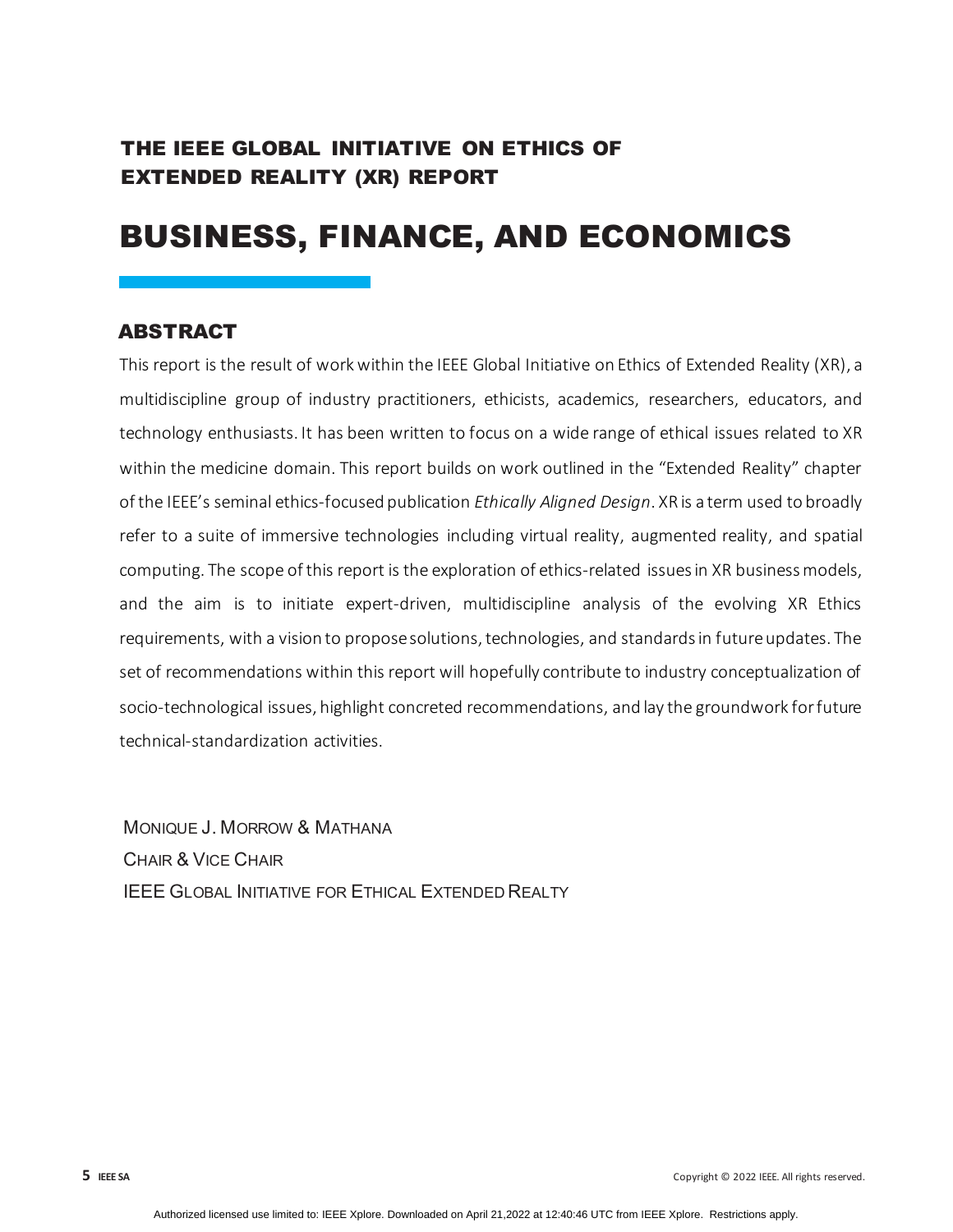## THE IEEE GLOBAL INITIATIVE ON ETHICS OF EXTENDED REALITY (XR) REPORT

# BUSINESS, FINANCE, AND ECONOMICS

## ABSTRACT

This report is the result of work within the IEEE Global Initiative on Ethics of Extended Reality (XR), a multidiscipline group of industry practitioners, ethicists, academics, researchers, educators, and technology enthusiasts. It has been written to focus on a wide range of ethical issues related to XR within the medicine domain. This report builds on work outlined in the "Extended Reality" chapter of the IEEE's seminal ethics-focused publication *Ethically Aligned Design*. XR is a term used to broadly refer to a suite of immersive technologies including virtual reality, augmented reality, and spatial computing. The scope of this report is the exploration of ethics-related issues in XR business models, and the aim is to initiate expert-driven, multidiscipline analysis of the evolving XR Ethics requirements, with a vision to propose solutions, technologies, and standards in future updates. The set of recommendations within this report will hopefully contribute to industry conceptualization of socio-technological issues, highlight concreted recommendations, and lay the groundwork for future technical-standardization activities.

MONIQUE J. MORROW & MATHANA
CHAIR & VICE CHAIR
IEEE GLOBAL INITIATIVE FOR ETHICAL EXTENDED REALTY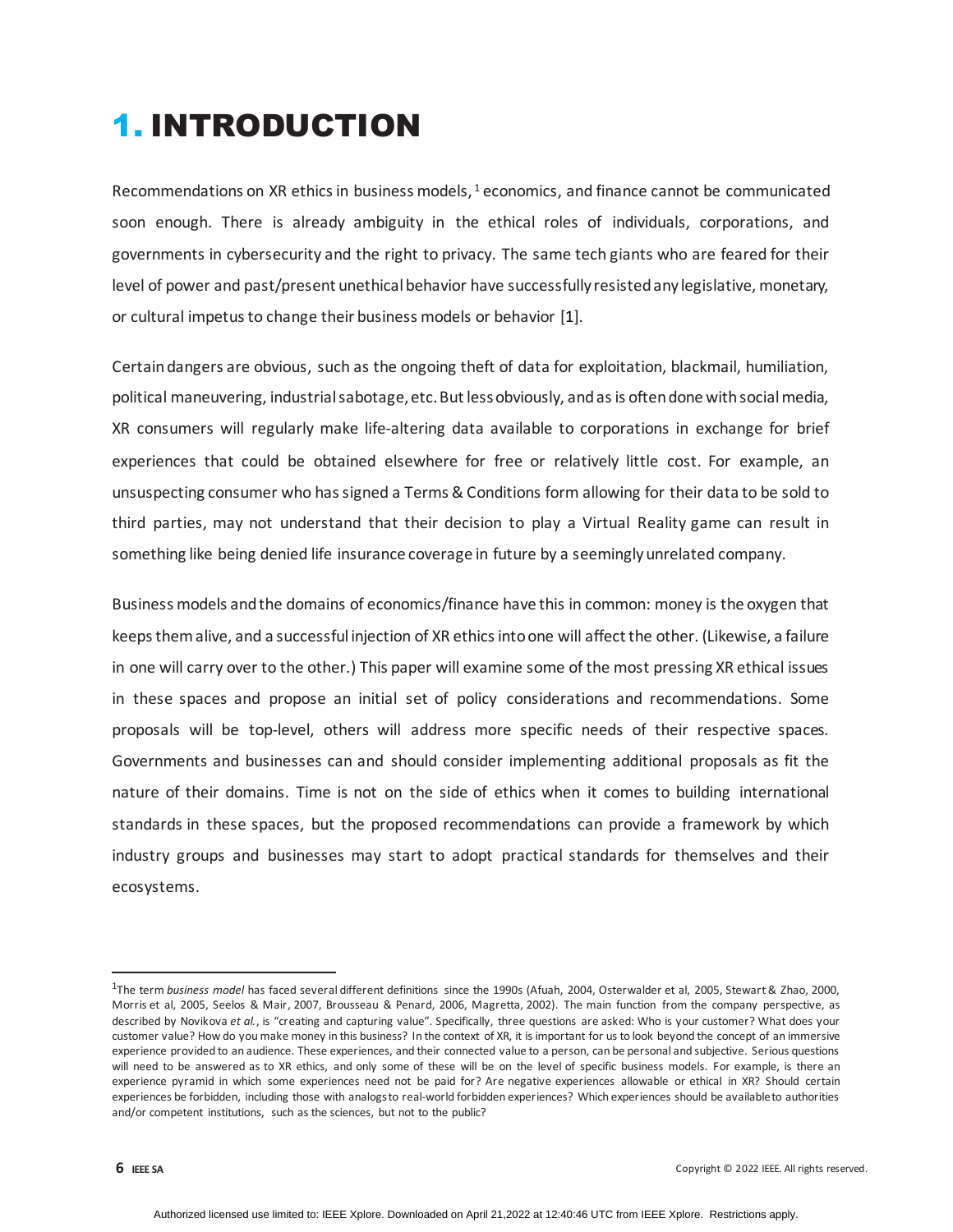# 1. INTRODUCTION

Recommendations on XR ethics in business models,[1] economics, and finance cannot be communicated soon enough. There is already ambiguity in the ethical roles of individuals, corporations, and governments in cybersecurity and the right to privacy. The same tech giants who are feared for their level of power and past/present unethical behavior have successfully resisted any legislative, monetary, or cultural impetus to change their business models or behavior [1].

Certain dangers are obvious, such as the ongoing theft of data for exploitation, blackmail, humiliation, political maneuvering, industrial sabotage, etc. But less obviously, and as is often done with social media, XR consumers will regularly make life-altering data available to corporations in exchange for brief experiences that could be obtained elsewhere for free or relatively little cost. For example, an unsuspecting consumer who has signed a Terms & Conditions form allowing for their data to be sold to third parties, may not understand that their decision to play a Virtual Reality game can result in something like being denied life insurance coverage in future by a seemingly unrelated company.

Business models and the domains of economics/finance have this in common: money is the oxygen that keeps them alive, and a successful injection of XR ethics into one will affect the other. (Likewise, a failure in one will carry over to the other.) This paper will examine some of the most pressing XR ethical issues in these spaces and propose an initial set of policy considerations and recommendations. Some proposals will be top-level, others will address more specific needs of their respective spaces. Governments and businesses can and should consider implementing additional proposals as fit the nature of their domains. Time is not on the side of ethics when it comes to building international standards in these spaces, but the proposed recommendations can provide a framework by which industry groups and businesses may start to adopt practical standards for themselves and their ecosystems.

---

[1] The term *business model* has faced several different definitions since the 1990s (Afuah, 2004, Osterwalder et al, 2005, Stewart & Zhao, 2000, Morris et al, 2005, Seelos & Mair, 2007, Brousseau & Penard, 2006, Magretta, 2002). The main function from the company perspective, as described by Novikova *et al.*, is "creating and capturing value". Specifically, three questions are asked: Who is your customer? What does your customer value? How do you make money in this business? In the context of XR, it is important for us to look beyond the concept of an immersive experience provided to an audience. These experiences, and their connected value to a person, can be personal and subjective. Serious questions will need to be answered as to XR ethics, and only some of these will be on the level of specific business models. For example, is there an experience pyramid in which some experiences need not be paid for? Are negative experiences allowable or ethical in XR? Should certain experiences be forbidden, including those with analogs to real-world forbidden experiences? Which experiences should be available to authorities and/or competent institutions, such as the sciences, but not to the public?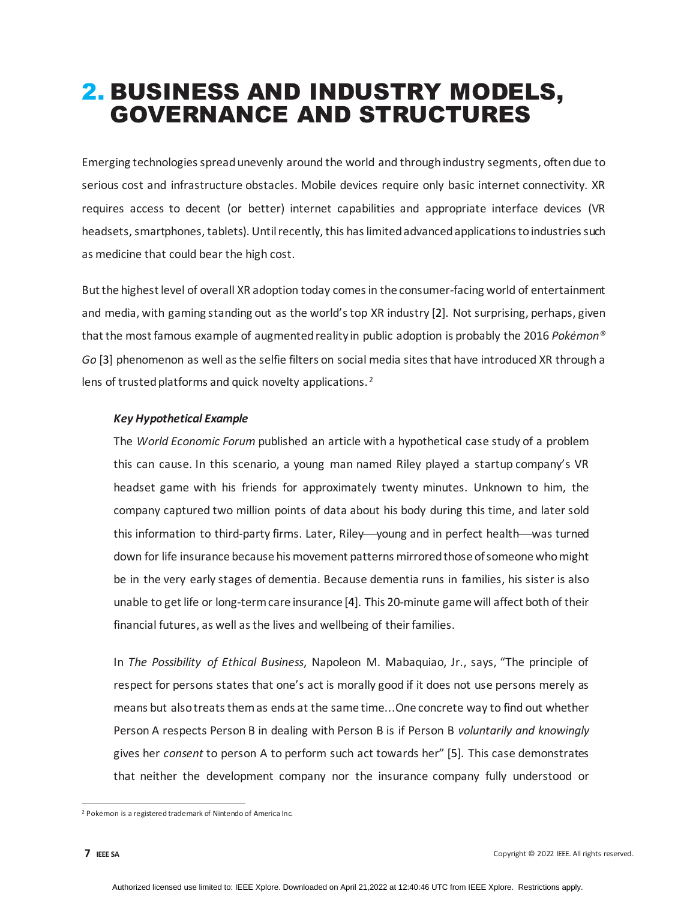# 2. BUSINESS AND INDUSTRY MODELS, GOVERNANCE AND STRUCTURES

Emerging technologies spread unevenly around the world and through industry segments, often due to serious cost and infrastructure obstacles. Mobile devices require only basic internet connectivity. XR requires access to decent (or better) internet capabilities and appropriate interface devices (VR headsets, smartphones, tablets). Until recently, this has limited advanced applications to industries such as medicine that could bear the high cost.

But the highest level of overall XR adoption today comes in the consumer-facing world of entertainment and media, with gaming standing out as the world's top XR industry [2]. Not surprising, perhaps, given that the most famous example of augmented reality in public adoption is probably the 2016 *Pokėmon® Go* [3] phenomenon as well as the selfie filters on social media sites that have introduced XR through a lens of trusted platforms and quick novelty applications. [2]

> ***Key Hypothetical Example***
>
> The *World Economic Forum* published an article with a hypothetical case study of a problem this can cause. In this scenario, a young man named Riley played a startup company's VR headset game with his friends for approximately twenty minutes. Unknown to him, the company captured two million points of data about his body during this time, and later sold this information to third-party firms. Later, Riley—young and in perfect health—was turned down for life insurance because his movement patterns mirrored those of someone who might be in the very early stages of dementia. Because dementia runs in families, his sister is also unable to get life or long-term care insurance [4]. This 20-minute game will affect both of their financial futures, as well as the lives and wellbeing of their families.
>
> In *The Possibility of Ethical Business*, Napoleon M. Mabaquiao, Jr., says, "The principle of respect for persons states that one's act is morally good if it does not use persons merely as means but also treats them as ends at the same time...One concrete way to find out whether Person A respects Person B in dealing with Person B is if Person B *voluntarily and knowingly* gives her *consent* to person A to perform such act towards her" [5]. This case demonstrates that neither the development company nor the insurance company fully understood or

---

[2] Pokėmon is a registered trademark of Nintendo of America Inc.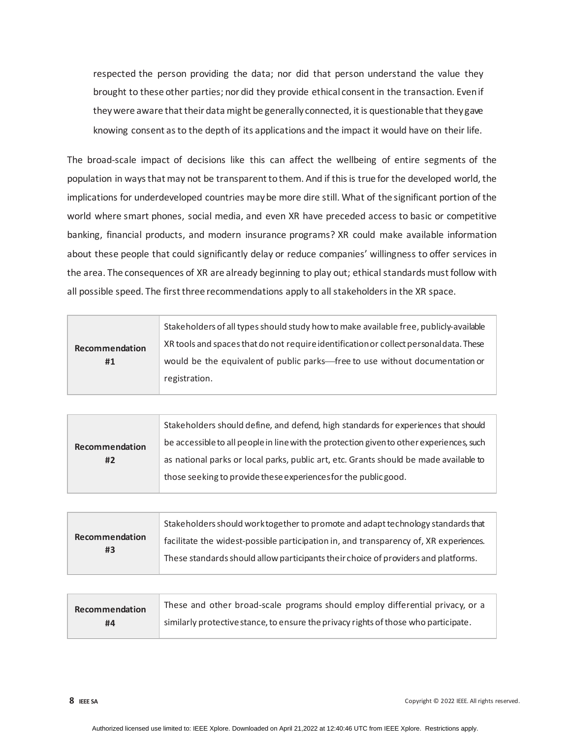respected the person providing the data; nor did that person understand the value they brought to these other parties; nor did they provide ethical consent in the transaction. Even if they were aware that their data might be generally connected, it is questionable that they gave knowing consent as to the depth of its applications and the impact it would have on their life.

The broad-scale impact of decisions like this can affect the wellbeing of entire segments of the population in ways that may not be transparent to them. And if this is true for the developed world, the implications for underdeveloped countries may be more dire still. What of the significant portion of the world where smart phones, social media, and even XR have preceded access to basic or competitive banking, financial products, and modern insurance programs? XR could make available information about these people that could significantly delay or reduce companies' willingness to offer services in the area. The consequences of XR are already beginning to play out; ethical standards must follow with all possible speed. The first three recommendations apply to all stakeholders in the XR space.

| **Recommendation #1** | Stakeholders of all types should study how to make available free, publicly-available XR tools and spaces that do not require identification or collect personal data. These would be the equivalent of public parks—free to use without documentation or registration. |
|---|---|

| **Recommendation #2** | Stakeholders should define, and defend, high standards for experiences that should be accessible to all people in line with the protection given to other experiences, such as national parks or local parks, public art, etc. Grants should be made available to those seeking to provide these experiences for the public good. |
|---|---|

| **Recommendation #3** | Stakeholders should work together to promote and adapt technology standards that facilitate the widest-possible participation in, and transparency of, XR experiences. These standards should allow participants their choice of providers and platforms. |
|---|---|

| **Recommendation #4** | These and other broad-scale programs should employ differential privacy, or a similarly protective stance, to ensure the privacy rights of those who participate. |
|---|---|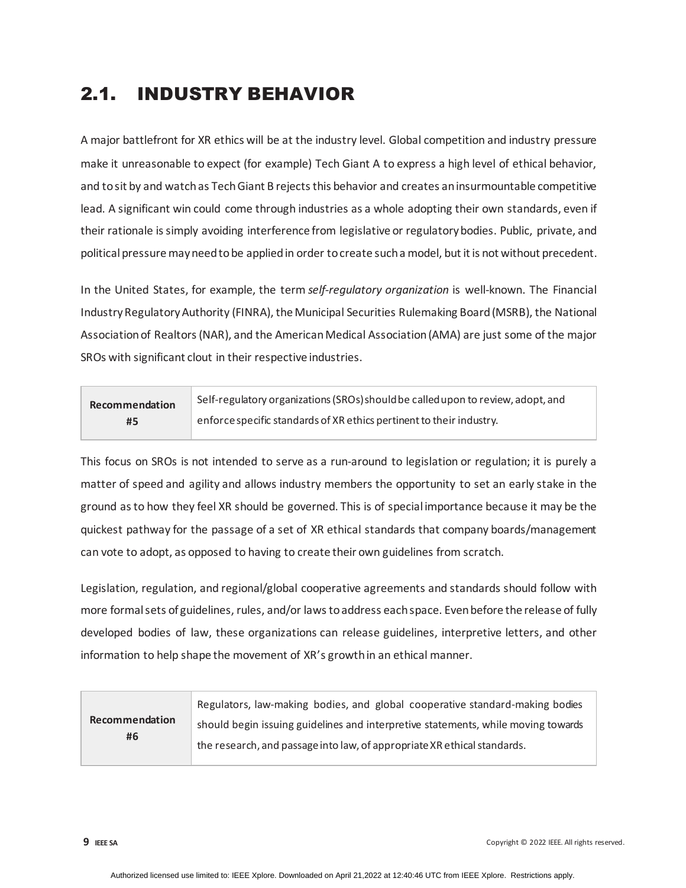## 2.1. INDUSTRY BEHAVIOR

A major battlefront for XR ethics will be at the industry level. Global competition and industry pressure make it unreasonable to expect (for example) Tech Giant A to express a high level of ethical behavior, and to sit by and watch as Tech Giant B rejects this behavior and creates an insurmountable competitive lead. A significant win could come through industries as a whole adopting their own standards, even if their rationale is simply avoiding interference from legislative or regulatory bodies. Public, private, and political pressure may need to be applied in order to create such a model, but it is not without precedent.

In the United States, for example, the term *self-regulatory organization* is well-known. The Financial Industry Regulatory Authority (FINRA), the Municipal Securities Rulemaking Board (MSRB), the National Association of Realtors (NAR), and the American Medical Association (AMA) are just some of the major SROs with significant clout in their respective industries.

| **Recommendation #5** | Self-regulatory organizations (SROs) should be called upon to review, adopt, and enforce specific standards of XR ethics pertinent to their industry. |
|---|---|

This focus on SROs is not intended to serve as a run-around to legislation or regulation; it is purely a matter of speed and agility and allows industry members the opportunity to set an early stake in the ground as to how they feel XR should be governed. This is of special importance because it may be the quickest pathway for the passage of a set of XR ethical standards that company boards/management can vote to adopt, as opposed to having to create their own guidelines from scratch.

Legislation, regulation, and regional/global cooperative agreements and standards should follow with more formal sets of guidelines, rules, and/or laws to address each space. Even before the release of fully developed bodies of law, these organizations can release guidelines, interpretive letters, and other information to help shape the movement of XR's growth in an ethical manner.

| **Recommendation #6** | Regulators, law-making bodies, and global cooperative standard-making bodies should begin issuing guidelines and interpretive statements, while moving towards the research, and passage into law, of appropriate XR ethical standards. |
|---|---|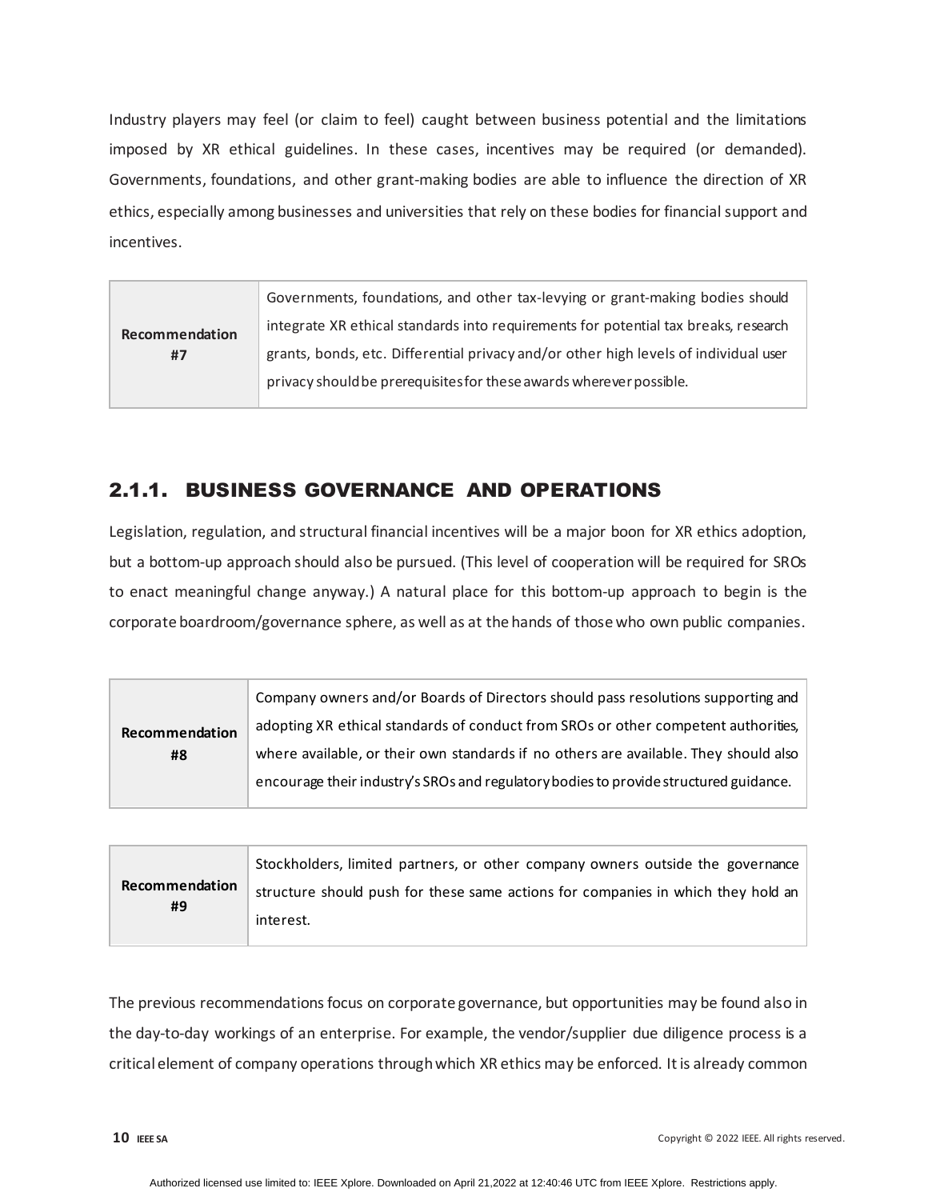Industry players may feel (or claim to feel) caught between business potential and the limitations imposed by XR ethical guidelines. In these cases, incentives may be required (or demanded). Governments, foundations, and other grant-making bodies are able to influence the direction of XR ethics, especially among businesses and universities that rely on these bodies for financial support and incentives.

| **Recommendation #7** | Governments, foundations, and other tax-levying or grant-making bodies should integrate XR ethical standards into requirements for potential tax breaks, research grants, bonds, etc. Differential privacy and/or other high levels of individual user privacy should be prerequisites for these awards wherever possible. |
|---|---|

### 2.1.1. BUSINESS GOVERNANCE AND OPERATIONS

Legislation, regulation, and structural financial incentives will be a major boon for XR ethics adoption, but a bottom-up approach should also be pursued. (This level of cooperation will be required for SROs to enact meaningful change anyway.) A natural place for this bottom-up approach to begin is the corporate boardroom/governance sphere, as well as at the hands of those who own public companies.

| **Recommendation #8** | Company owners and/or Boards of Directors should pass resolutions supporting and adopting XR ethical standards of conduct from SROs or other competent authorities, where available, or their own standards if no others are available. They should also encourage their industry's SROs and regulatory bodies to provide structured guidance. |
|---|---|

| **Recommendation #9** | Stockholders, limited partners, or other company owners outside the governance structure should push for these same actions for companies in which they hold an interest. |
|---|---|

The previous recommendations focus on corporate governance, but opportunities may be found also in the day-to-day workings of an enterprise. For example, the vendor/supplier due diligence process is a critical element of company operations through which XR ethics may be enforced. It is already common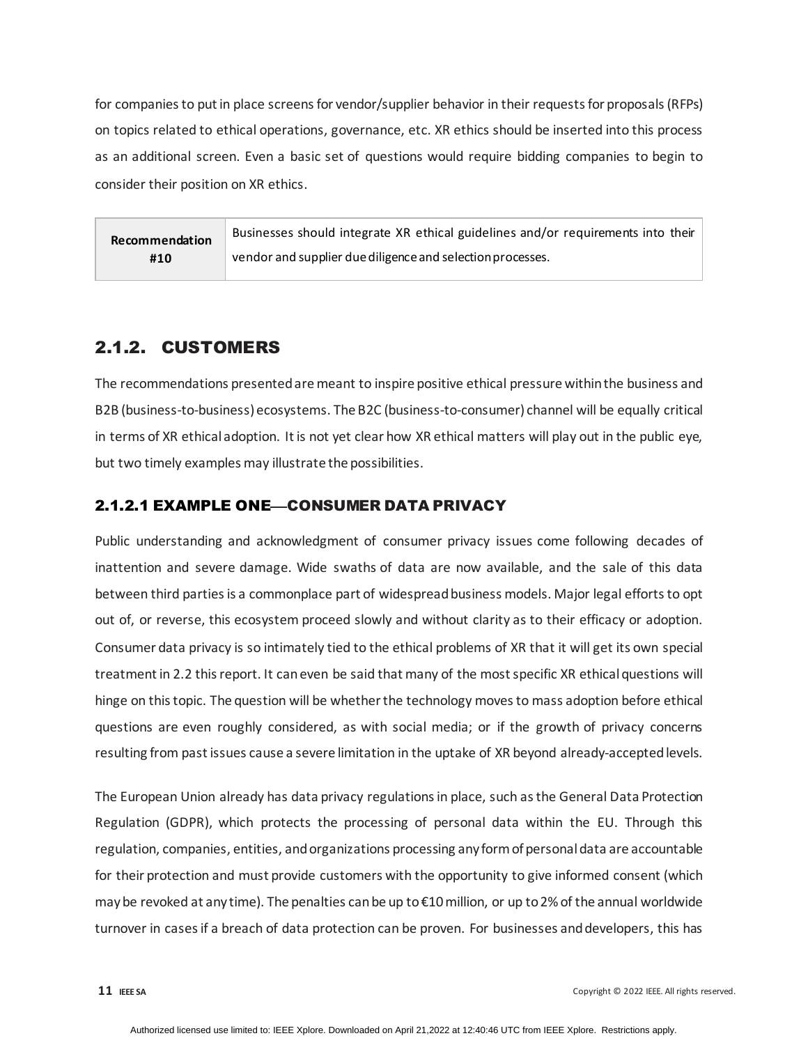for companies to put in place screens for vendor/supplier behavior in their requests for proposals (RFPs) on topics related to ethical operations, governance, etc. XR ethics should be inserted into this process as an additional screen. Even a basic set of questions would require bidding companies to begin to consider their position on XR ethics.

| **Recommendation #10** | Businesses should integrate XR ethical guidelines and/or requirements into their vendor and supplier due diligence and selection processes. |
|---|---|

### 2.1.2. CUSTOMERS

The recommendations presented are meant to inspire positive ethical pressure within the business and B2B (business-to-business) ecosystems. The B2C (business-to-consumer) channel will be equally critical in terms of XR ethical adoption. It is not yet clear how XR ethical matters will play out in the public eye, but two timely examples may illustrate the possibilities.

#### 2.1.2.1 EXAMPLE ONE—CONSUMER DATA PRIVACY

Public understanding and acknowledgment of consumer privacy issues come following decades of inattention and severe damage. Wide swaths of data are now available, and the sale of this data between third parties is a commonplace part of widespread business models. Major legal efforts to opt out of, or reverse, this ecosystem proceed slowly and without clarity as to their efficacy or adoption. Consumer data privacy is so intimately tied to the ethical problems of XR that it will get its own special treatment in 2.2 this report. It can even be said that many of the most specific XR ethical questions will hinge on this topic. The question will be whether the technology moves to mass adoption before ethical questions are even roughly considered, as with social media; or if the growth of privacy concerns resulting from past issues cause a severe limitation in the uptake of XR beyond already-accepted levels.

The European Union already has data privacy regulations in place, such as the General Data Protection Regulation (GDPR), which protects the processing of personal data within the EU. Through this regulation, companies, entities, and organizations processing any form of personal data are accountable for their protection and must provide customers with the opportunity to give informed consent (which may be revoked at any time). The penalties can be up to €10 million, or up to 2% of the annual worldwide turnover in cases if a breach of data protection can be proven. For businesses and developers, this has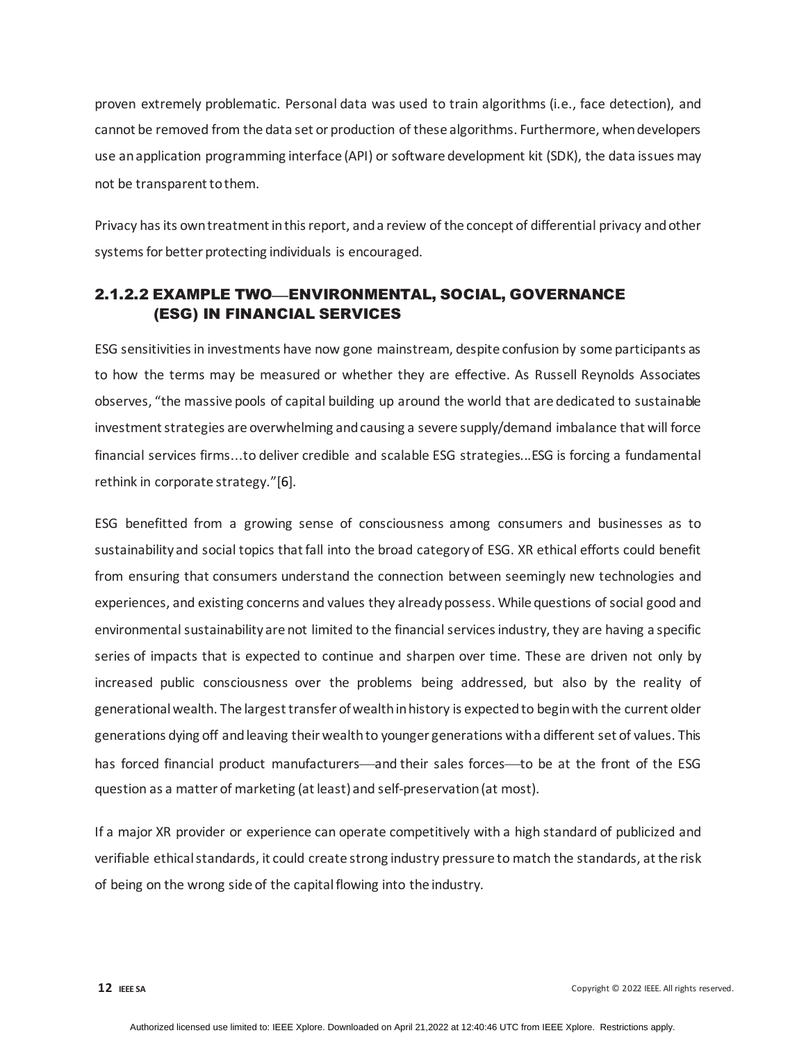proven extremely problematic. Personal data was used to train algorithms (i.e., face detection), and cannot be removed from the data set or production of these algorithms. Furthermore, when developers use an application programming interface (API) or software development kit (SDK), the data issues may not be transparent to them.

Privacy has its own treatment in this report, and a review of the concept of differential privacy and other systems for better protecting individuals is encouraged.

#### 2.1.2.2 EXAMPLE TWO—ENVIRONMENTAL, SOCIAL, GOVERNANCE (ESG) IN FINANCIAL SERVICES

ESG sensitivities in investments have now gone mainstream, despite confusion by some participants as to how the terms may be measured or whether they are effective. As Russell Reynolds Associates observes, "the massive pools of capital building up around the world that are dedicated to sustainable investment strategies are overwhelming and causing a severe supply/demand imbalance that will force financial services firms…to deliver credible and scalable ESG strategies...ESG is forcing a fundamental rethink in corporate strategy."[6].

ESG benefitted from a growing sense of consciousness among consumers and businesses as to sustainability and social topics that fall into the broad category of ESG. XR ethical efforts could benefit from ensuring that consumers understand the connection between seemingly new technologies and experiences, and existing concerns and values they already possess. While questions of social good and environmental sustainability are not limited to the financial services industry, they are having a specific series of impacts that is expected to continue and sharpen over time. These are driven not only by increased public consciousness over the problems being addressed, but also by the reality of generational wealth. The largest transfer of wealth in history is expected to begin with the current older generations dying off and leaving their wealth to younger generations with a different set of values. This has forced financial product manufacturers—and their sales forces—to be at the front of the ESG question as a matter of marketing (at least) and self-preservation (at most).

If a major XR provider or experience can operate competitively with a high standard of publicized and verifiable ethical standards, it could create strong industry pressure to match the standards, at the risk of being on the wrong side of the capital flowing into the industry.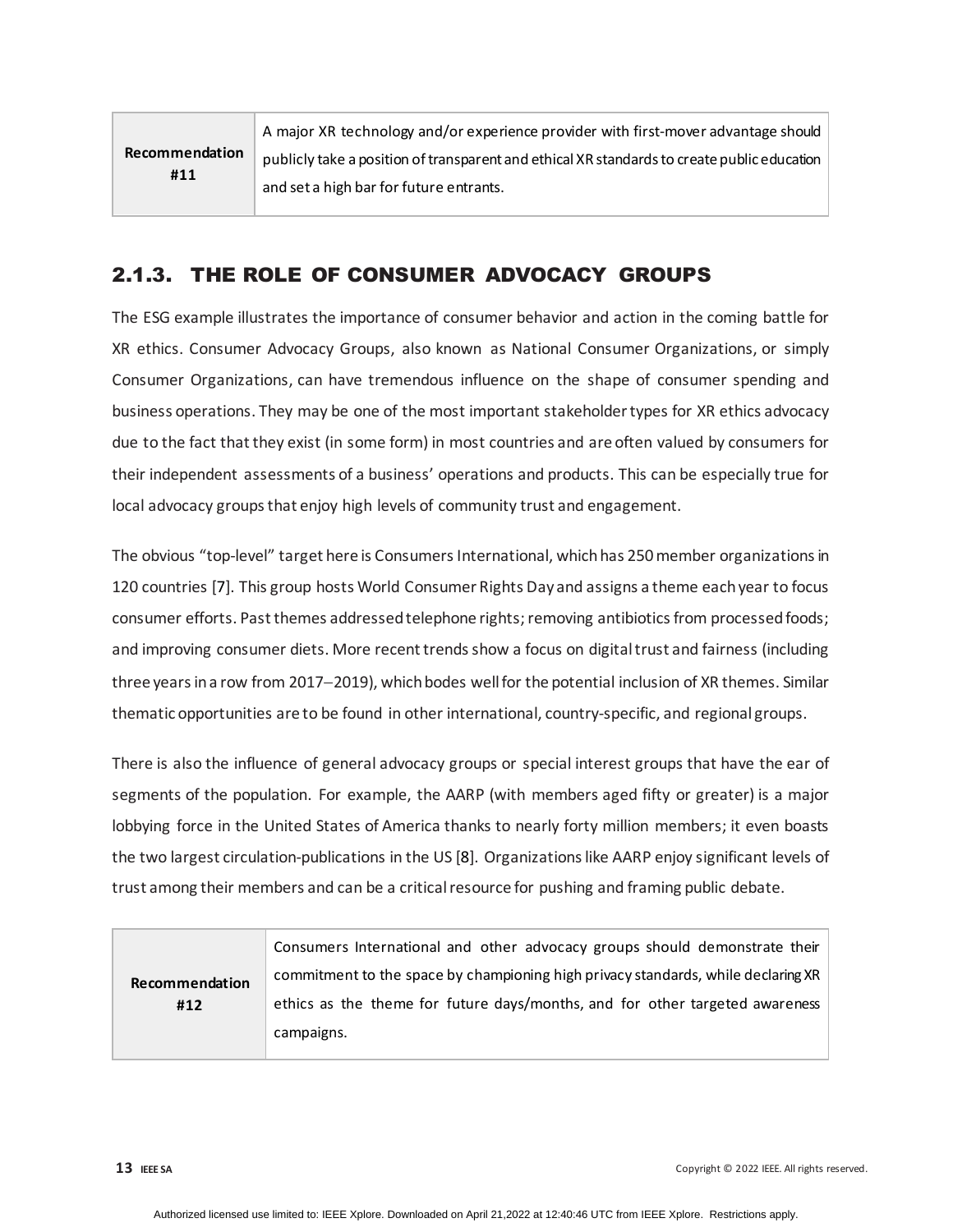| Recommendation #11 | A major XR technology and/or experience provider with first-mover advantage should publicly take a position of transparent and ethical XR standards to create public education and set a high bar for future entrants. |
|---|---|

### 2.1.3. THE ROLE OF CONSUMER ADVOCACY GROUPS

The ESG example illustrates the importance of consumer behavior and action in the coming battle for XR ethics. Consumer Advocacy Groups, also known as National Consumer Organizations, or simply Consumer Organizations, can have tremendous influence on the shape of consumer spending and business operations. They may be one of the most important stakeholder types for XR ethics advocacy due to the fact that they exist (in some form) in most countries and are often valued by consumers for their independent assessments of a business' operations and products. This can be especially true for local advocacy groups that enjoy high levels of community trust and engagement.

The obvious "top-level" target here is Consumers International, which has 250 member organizations in 120 countries [7]. This group hosts World Consumer Rights Day and assigns a theme each year to focus consumer efforts. Past themes addressed telephone rights; removing antibiotics from processed foods; and improving consumer diets. More recent trends show a focus on digital trust and fairness (including three years in a row from 2017–2019), which bodes well for the potential inclusion of XR themes. Similar thematic opportunities are to be found in other international, country-specific, and regional groups.

There is also the influence of general advocacy groups or special interest groups that have the ear of segments of the population. For example, the AARP (with members aged fifty or greater) is a major lobbying force in the United States of America thanks to nearly forty million members; it even boasts the two largest circulation-publications in the US [8]. Organizations like AARP enjoy significant levels of trust among their members and can be a critical resource for pushing and framing public debate.

| Recommendation #12 | Consumers International and other advocacy groups should demonstrate their commitment to the space by championing high privacy standards, while declaring XR ethics as the theme for future days/months, and for other targeted awareness campaigns. |
|---|---|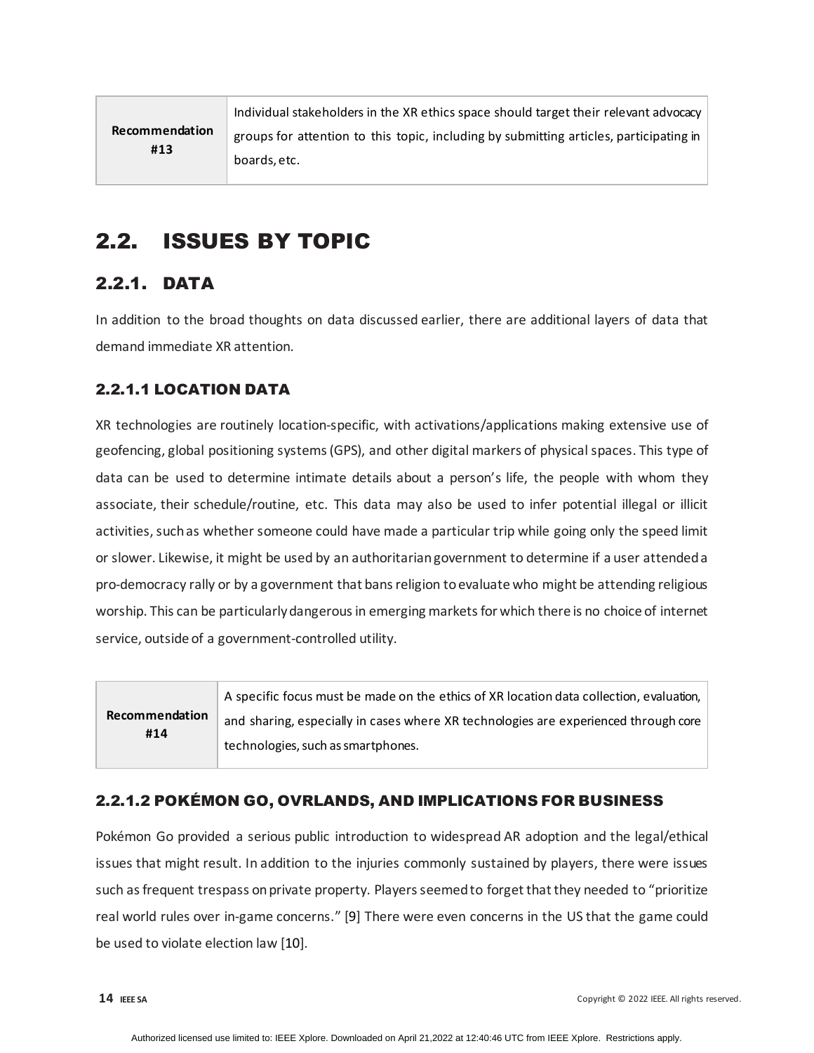| Recommendation #13 | Individual stakeholders in the XR ethics space should target their relevant advocacy groups for attention to this topic, including by submitting articles, participating in boards, etc. |
|---|---|

## 2.2. ISSUES BY TOPIC

### 2.2.1. DATA

In addition to the broad thoughts on data discussed earlier, there are additional layers of data that demand immediate XR attention.

#### 2.2.1.1 LOCATION DATA

XR technologies are routinely location-specific, with activations/applications making extensive use of geofencing, global positioning systems (GPS), and other digital markers of physical spaces. This type of data can be used to determine intimate details about a person's life, the people with whom they associate, their schedule/routine, etc. This data may also be used to infer potential illegal or illicit activities, such as whether someone could have made a particular trip while going only the speed limit or slower. Likewise, it might be used by an authoritarian government to determine if a user attended a pro-democracy rally or by a government that bans religion to evaluate who might be attending religious worship. This can be particularly dangerous in emerging markets for which there is no choice of internet service, outside of a government-controlled utility.

| Recommendation #14 | A specific focus must be made on the ethics of XR location data collection, evaluation, and sharing, especially in cases where XR technologies are experienced through core technologies, such as smartphones. |
|---|---|

#### 2.2.1.2 POKÉMON GO, OVRLANDS, AND IMPLICATIONS FOR BUSINESS

Pokémon Go provided a serious public introduction to widespread AR adoption and the legal/ethical issues that might result. In addition to the injuries commonly sustained by players, there were issues such as frequent trespass on private property. Players seemed to forget that they needed to "prioritize real world rules over in-game concerns." [9] There were even concerns in the US that the game could be used to violate election law [10].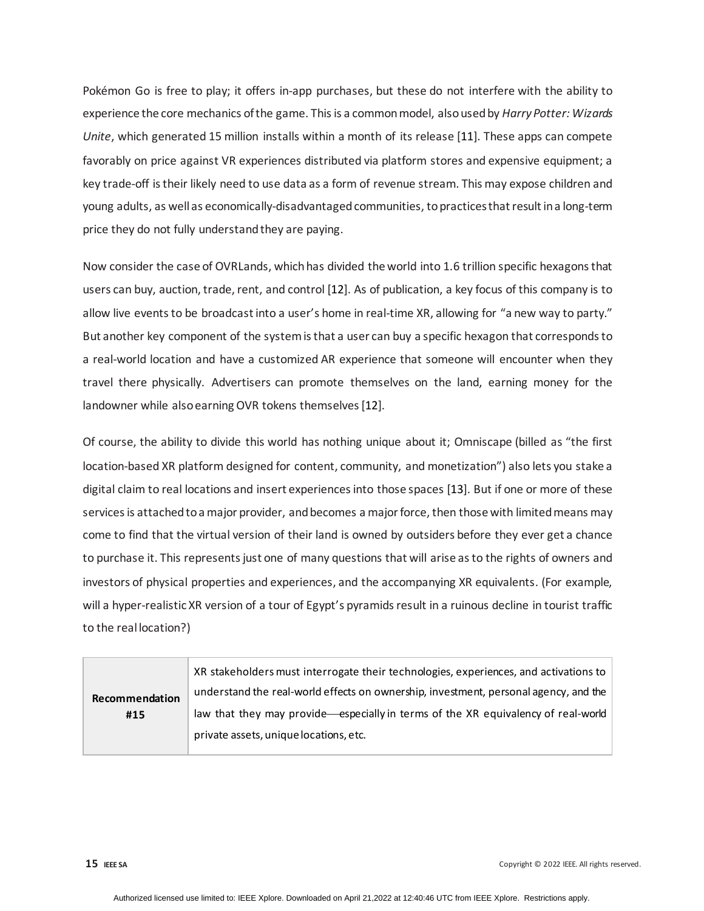Pokémon Go is free to play; it offers in-app purchases, but these do not interfere with the ability to experience the core mechanics of the game. This is a common model, also used by *Harry Potter: Wizards Unite*, which generated 15 million installs within a month of its release [11]. These apps can compete favorably on price against VR experiences distributed via platform stores and expensive equipment; a key trade-off is their likely need to use data as a form of revenue stream. This may expose children and young adults, as well as economically-disadvantaged communities, to practices that result in a long-term price they do not fully understand they are paying.

Now consider the case of OVRLands, which has divided the world into 1.6 trillion specific hexagons that users can buy, auction, trade, rent, and control [12]. As of publication, a key focus of this company is to allow live events to be broadcast into a user's home in real-time XR, allowing for "a new way to party." But another key component of the system is that a user can buy a specific hexagon that corresponds to a real-world location and have a customized AR experience that someone will encounter when they travel there physically. Advertisers can promote themselves on the land, earning money for the landowner while also earning OVR tokens themselves [12].

Of course, the ability to divide this world has nothing unique about it; Omniscape (billed as "the first location-based XR platform designed for content, community, and monetization") also lets you stake a digital claim to real locations and insert experiences into those spaces [13]. But if one or more of these services is attached to a major provider, and becomes a major force, then those with limited means may come to find that the virtual version of their land is owned by outsiders before they ever get a chance to purchase it. This represents just one of many questions that will arise as to the rights of owners and investors of physical properties and experiences, and the accompanying XR equivalents. (For example, will a hyper-realistic XR version of a tour of Egypt's pyramids result in a ruinous decline in tourist traffic to the real location?)

| **Recommendation #15** | XR stakeholders must interrogate their technologies, experiences, and activations to understand the real-world effects on ownership, investment, personal agency, and the law that they may provide—especially in terms of the XR equivalency of real-world private assets, unique locations, etc. |
|---|---|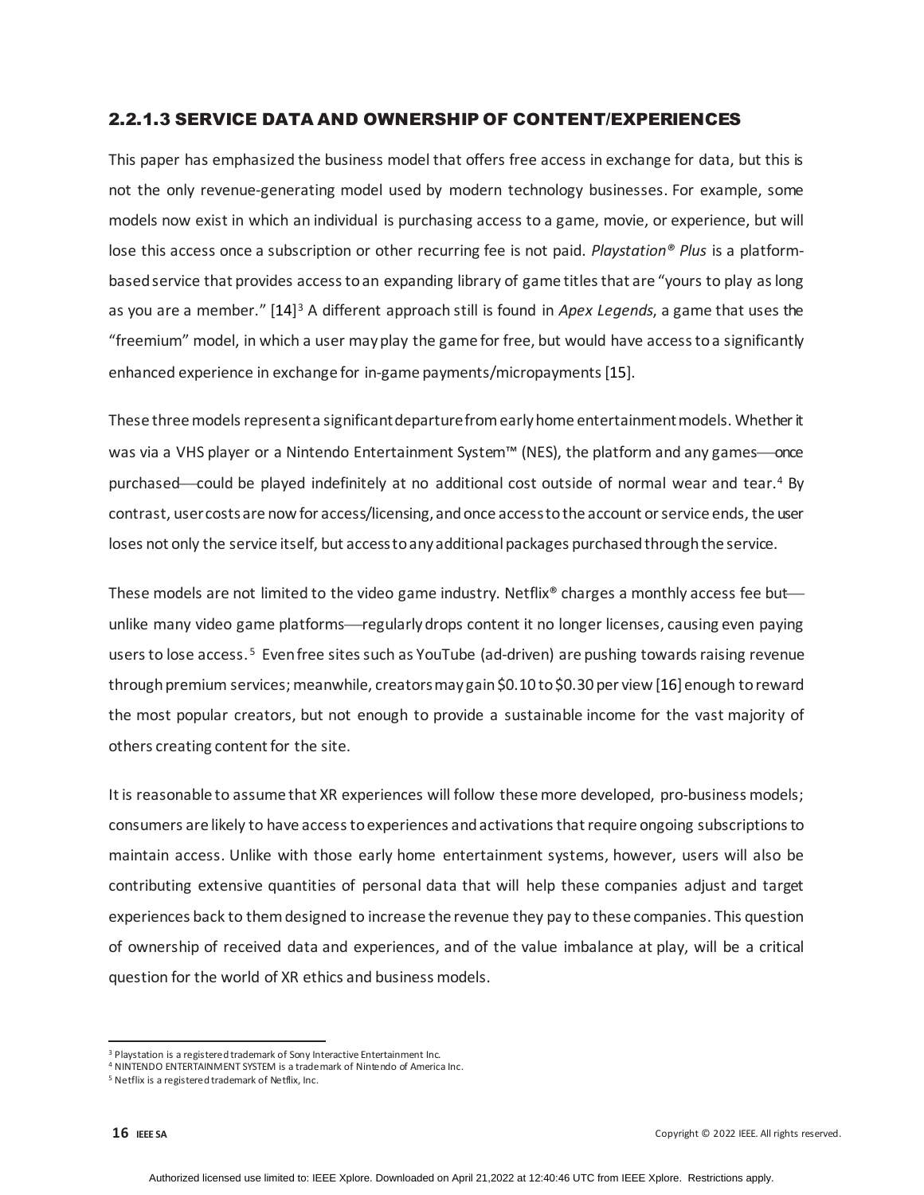### 2.2.1.3 SERVICE DATA AND OWNERSHIP OF CONTENT/EXPERIENCES

This paper has emphasized the business model that offers free access in exchange for data, but this is not the only revenue-generating model used by modern technology businesses. For example, some models now exist in which an individual is purchasing access to a game, movie, or experience, but will lose this access once a subscription or other recurring fee is not paid. *Playstation® Plus* is a platform-based service that provides access to an expanding library of game titles that are "yours to play as long as you are a member." [14][3] A different approach still is found in *Apex Legends*, a game that uses the "freemium" model, in which a user may play the game for free, but would have access to a significantly enhanced experience in exchange for in-game payments/micropayments [15].

These three models represent a significant departure from early home entertainment models. Whether it was via a VHS player or a Nintendo Entertainment System™ (NES), the platform and any games—once purchased—could be played indefinitely at no additional cost outside of normal wear and tear.[4] By contrast, user costs are now for access/licensing, and once access to the account or service ends, the user loses not only the service itself, but access to any additional packages purchased through the service.

These models are not limited to the video game industry. Netflix® charges a monthly access fee but—unlike many video game platforms—regularly drops content it no longer licenses, causing even paying users to lose access.[5] Even free sites such as YouTube (ad-driven) are pushing towards raising revenue through premium services; meanwhile, creators may gain $0.10 to $0.30 per view [16] enough to reward the most popular creators, but not enough to provide a sustainable income for the vast majority of others creating content for the site.

It is reasonable to assume that XR experiences will follow these more developed, pro-business models; consumers are likely to have access to experiences and activations that require ongoing subscriptions to maintain access. Unlike with those early home entertainment systems, however, users will also be contributing extensive quantities of personal data that will help these companies adjust and target experiences back to them designed to increase the revenue they pay to these companies. This question of ownership of received data and experiences, and of the value imbalance at play, will be a critical question for the world of XR ethics and business models.

---

[3] Playstation is a registered trademark of Sony Interactive Entertainment Inc.

[4] NINTENDO ENTERTAINMENT SYSTEM is a trademark of Nintendo of America Inc.

[5] Netflix is a registered trademark of Netflix, Inc.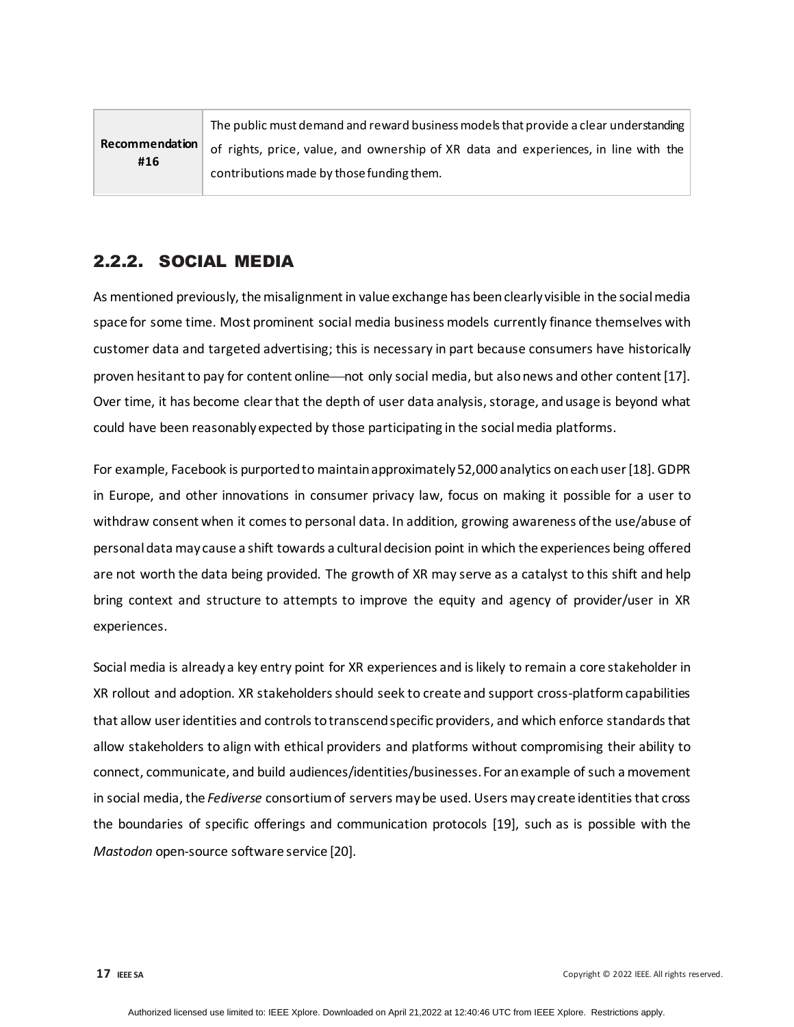| Recommendation #16 | The public must demand and reward business models that provide a clear understanding of rights, price, value, and ownership of XR data and experiences, in line with the contributions made by those funding them. |
|---|---|

## 2.2.2. SOCIAL MEDIA

As mentioned previously, the misalignment in value exchange has been clearly visible in the social media space for some time. Most prominent social media business models currently finance themselves with customer data and targeted advertising; this is necessary in part because consumers have historically proven hesitant to pay for content online—not only social media, but also news and other content [17]. Over time, it has become clear that the depth of user data analysis, storage, and usage is beyond what could have been reasonably expected by those participating in the social media platforms.

For example, Facebook is purported to maintain approximately 52,000 analytics on each user [18]. GDPR in Europe, and other innovations in consumer privacy law, focus on making it possible for a user to withdraw consent when it comes to personal data. In addition, growing awareness of the use/abuse of personal data may cause a shift towards a cultural decision point in which the experiences being offered are not worth the data being provided. The growth of XR may serve as a catalyst to this shift and help bring context and structure to attempts to improve the equity and agency of provider/user in XR experiences.

Social media is already a key entry point for XR experiences and is likely to remain a core stakeholder in XR rollout and adoption. XR stakeholders should seek to create and support cross-platform capabilities that allow user identities and controls to transcend specific providers, and which enforce standards that allow stakeholders to align with ethical providers and platforms without compromising their ability to connect, communicate, and build audiences/identities/businesses. For an example of such a movement in social media, the *Fediverse* consortium of servers may be used. Users may create identities that cross the boundaries of specific offerings and communication protocols [19], such as is possible with the *Mastodon* open-source software service [20].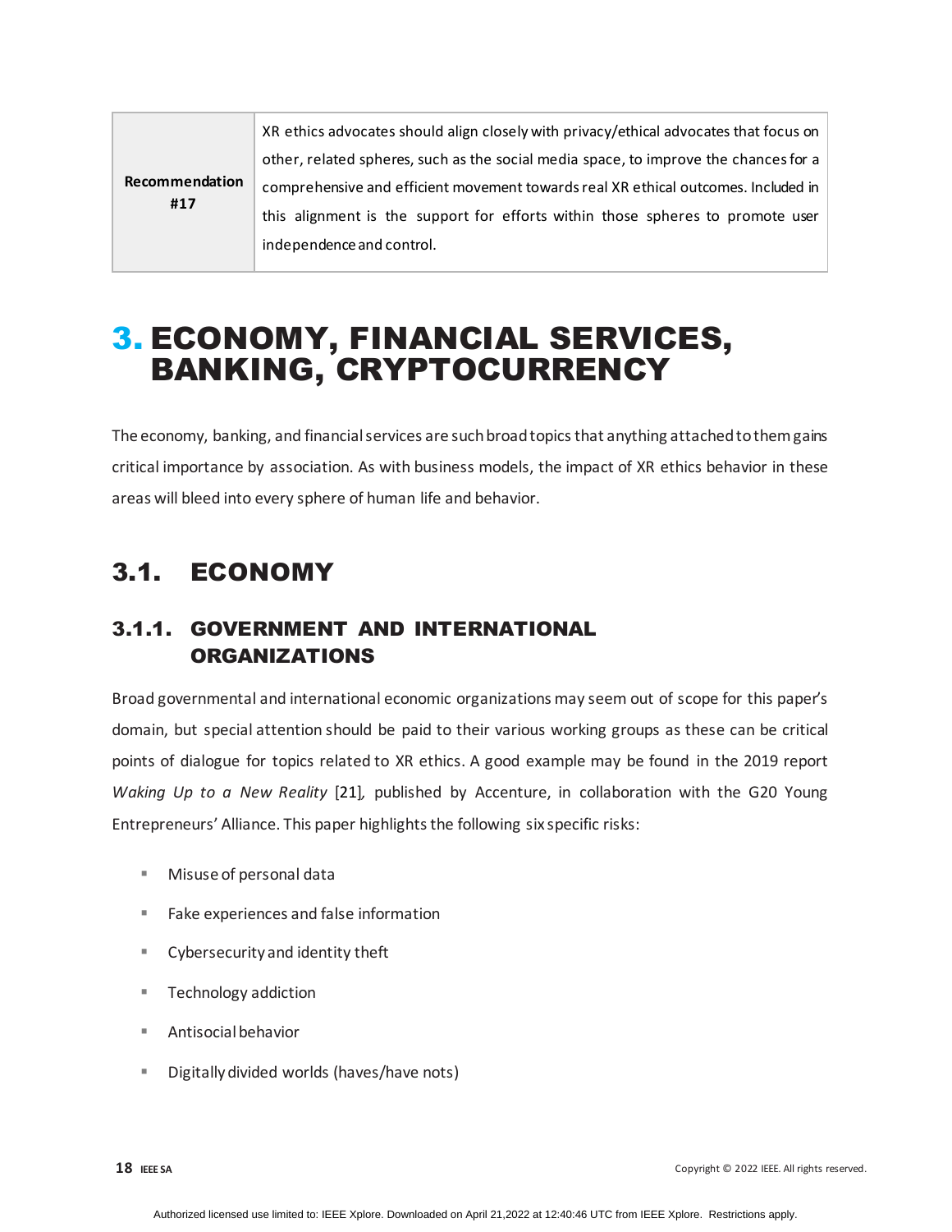| Recommendation #17 | XR ethics advocates should align closely with privacy/ethical advocates that focus on other, related spheres, such as the social media space, to improve the chances for a comprehensive and efficient movement towards real XR ethical outcomes. Included in this alignment is the support for efforts within those spheres to promote user independence and control. |
|---|---|

# 3. ECONOMY, FINANCIAL SERVICES, BANKING, CRYPTOCURRENCY

The economy, banking, and financial services are such broad topics that anything attached to them gains critical importance by association. As with business models, the impact of XR ethics behavior in these areas will bleed into every sphere of human life and behavior.

## 3.1. ECONOMY

### 3.1.1. GOVERNMENT AND INTERNATIONAL ORGANIZATIONS

Broad governmental and international economic organizations may seem out of scope for this paper's domain, but special attention should be paid to their various working groups as these can be critical points of dialogue for topics related to XR ethics. A good example may be found in the 2019 report *Waking Up to a New Reality* [21], published by Accenture, in collaboration with the G20 Young Entrepreneurs' Alliance. This paper highlights the following six specific risks:

- Misuse of personal data
- Fake experiences and false information
- Cybersecurity and identity theft
- Technology addiction
- Antisocial behavior
- Digitally divided worlds (haves/have nots)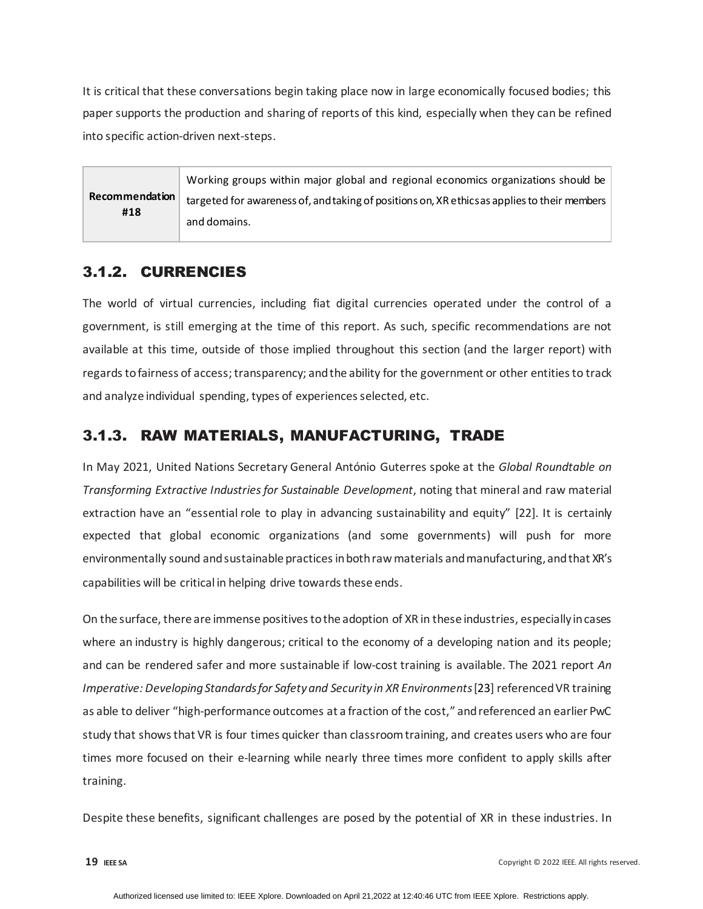It is critical that these conversations begin taking place now in large economically focused bodies; this paper supports the production and sharing of reports of this kind, especially when they can be refined into specific action-driven next-steps.

| **Recommendation #18** | Working groups within major global and regional economics organizations should be targeted for awareness of, and taking of positions on, XR ethics as applies to their members and domains. |
|---|---|

### 3.1.2. CURRENCIES

The world of virtual currencies, including fiat digital currencies operated under the control of a government, is still emerging at the time of this report. As such, specific recommendations are not available at this time, outside of those implied throughout this section (and the larger report) with regards to fairness of access; transparency; and the ability for the government or other entities to track and analyze individual spending, types of experiences selected, etc.

### 3.1.3. RAW MATERIALS, MANUFACTURING, TRADE

In May 2021, United Nations Secretary General António Guterres spoke at the *Global Roundtable on Transforming Extractive Industries for Sustainable Development*, noting that mineral and raw material extraction have an "essential role to play in advancing sustainability and equity" [22]. It is certainly expected that global economic organizations (and some governments) will push for more environmentally sound and sustainable practices in both raw materials and manufacturing, and that XR's capabilities will be critical in helping drive towards these ends.

On the surface, there are immense positives to the adoption of XR in these industries, especially in cases where an industry is highly dangerous; critical to the economy of a developing nation and its people; and can be rendered safer and more sustainable if low-cost training is available. The 2021 report *An Imperative: Developing Standards for Safety and Security in XR Environments* [23] referenced VR training as able to deliver "high-performance outcomes at a fraction of the cost," and referenced an earlier PwC study that shows that VR is four times quicker than classroom training, and creates users who are four times more focused on their e-learning while nearly three times more confident to apply skills after training.

Despite these benefits, significant challenges are posed by the potential of XR in these industries. In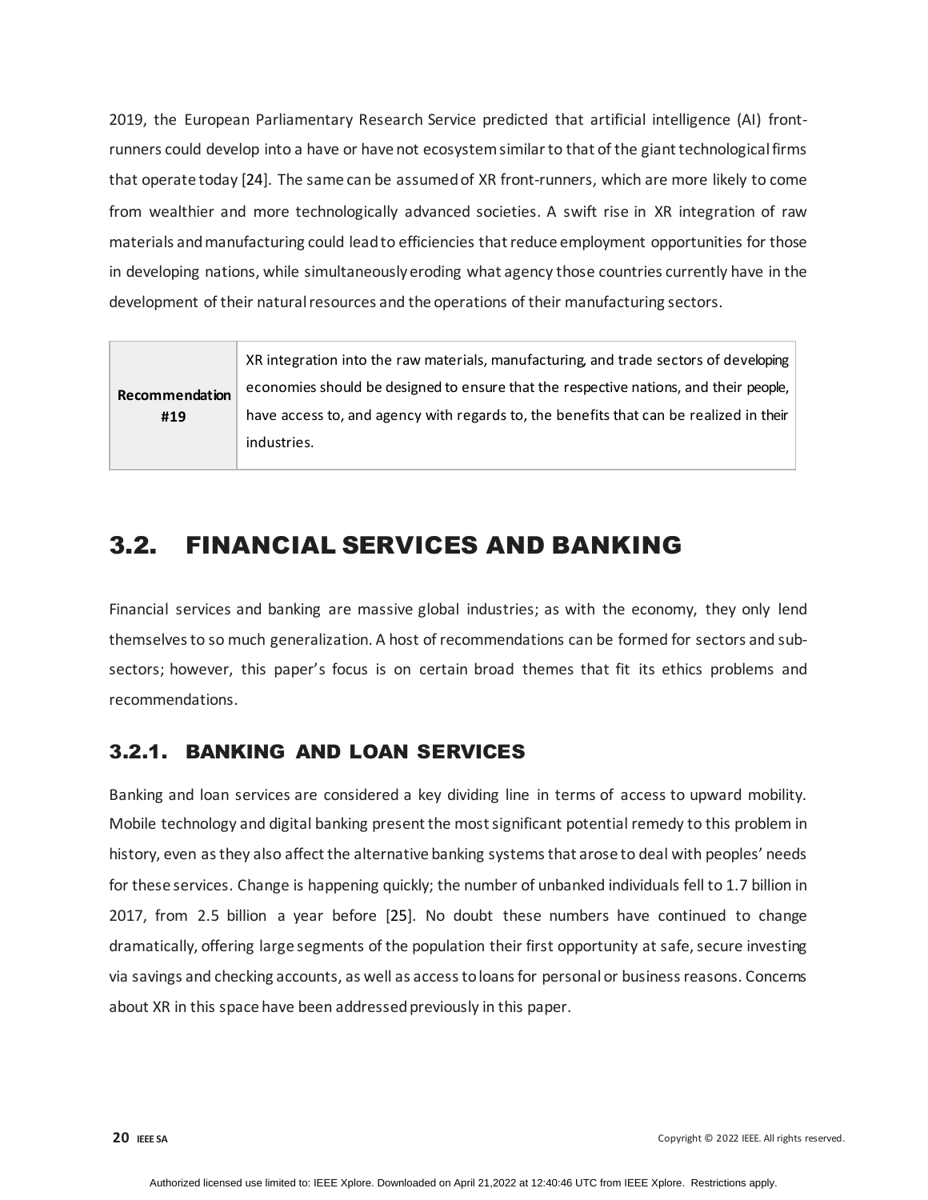2019, the European Parliamentary Research Service predicted that artificial intelligence (AI) front-runners could develop into a have or have not ecosystem similar to that of the giant technological firms that operate today [24]. The same can be assumed of XR front-runners, which are more likely to come from wealthier and more technologically advanced societies. A swift rise in XR integration of raw materials and manufacturing could lead to efficiencies that reduce employment opportunities for those in developing nations, while simultaneously eroding what agency those countries currently have in the development of their natural resources and the operations of their manufacturing sectors.

| **Recommendation #19** | XR integration into the raw materials, manufacturing, and trade sectors of developing economies should be designed to ensure that the respective nations, and their people, have access to, and agency with regards to, the benefits that can be realized in their industries. |
|---|---|

## 3.2. FINANCIAL SERVICES AND BANKING

Financial services and banking are massive global industries; as with the economy, they only lend themselves to so much generalization. A host of recommendations can be formed for sectors and sub-sectors; however, this paper's focus is on certain broad themes that fit its ethics problems and recommendations.

### 3.2.1. BANKING AND LOAN SERVICES

Banking and loan services are considered a key dividing line in terms of access to upward mobility. Mobile technology and digital banking present the most significant potential remedy to this problem in history, even as they also affect the alternative banking systems that arose to deal with peoples' needs for these services. Change is happening quickly; the number of unbanked individuals fell to 1.7 billion in 2017, from 2.5 billion a year before [25]. No doubt these numbers have continued to change dramatically, offering large segments of the population their first opportunity at safe, secure investing via savings and checking accounts, as well as access to loans for personal or business reasons. Concerns about XR in this space have been addressed previously in this paper.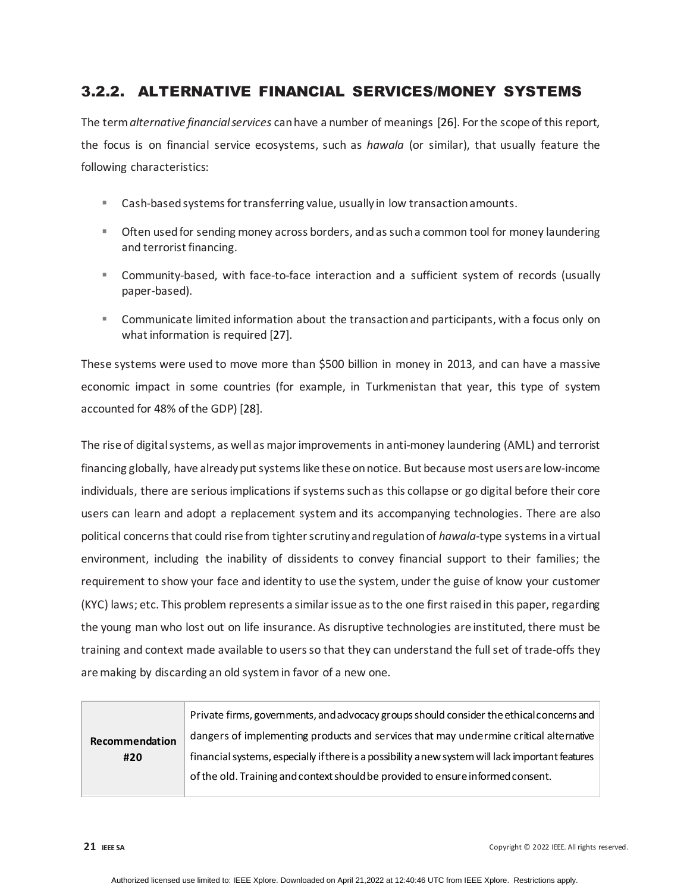### 3.2.2. ALTERNATIVE FINANCIAL SERVICES/MONEY SYSTEMS

The term *alternative financial services* can have a number of meanings [26]. For the scope of this report, the focus is on financial service ecosystems, such as *hawala* (or similar), that usually feature the following characteristics:

- Cash-based systems for transferring value, usually in low transaction amounts.
- Often used for sending money across borders, and as such a common tool for money laundering and terrorist financing.
- Community-based, with face-to-face interaction and a sufficient system of records (usually paper-based).
- Communicate limited information about the transaction and participants, with a focus only on what information is required [27].

These systems were used to move more than $500 billion in money in 2013, and can have a massive economic impact in some countries (for example, in Turkmenistan that year, this type of system accounted for 48% of the GDP) [28].

The rise of digital systems, as well as major improvements in anti-money laundering (AML) and terrorist financing globally, have already put systems like these on notice. But because most users are low-income individuals, there are serious implications if systems such as this collapse or go digital before their core users can learn and adopt a replacement system and its accompanying technologies. There are also political concerns that could rise from tighter scrutiny and regulation of *hawala*-type systems in a virtual environment, including the inability of dissidents to convey financial support to their families; the requirement to show your face and identity to use the system, under the guise of know your customer (KYC) laws; etc. This problem represents a similar issue as to the one first raised in this paper, regarding the young man who lost out on life insurance. As disruptive technologies are instituted, there must be training and context made available to users so that they can understand the full set of trade-offs they are making by discarding an old system in favor of a new one.

| **Recommendation #20** | Private firms, governments, and advocacy groups should consider the ethical concerns and dangers of implementing products and services that may undermine critical alternative financial systems, especially if there is a possibility a new system will lack important features of the old. Training and context should be provided to ensure informed consent. |
|---|---|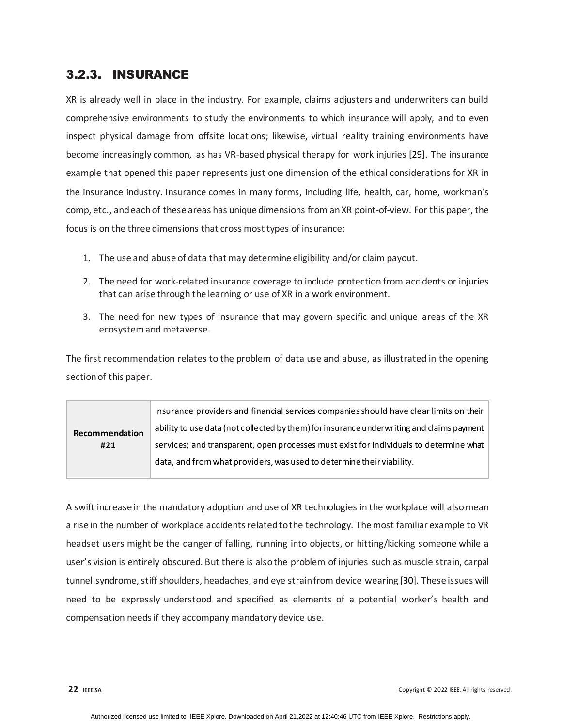### 3.2.3. INSURANCE

XR is already well in place in the industry. For example, claims adjusters and underwriters can build comprehensive environments to study the environments to which insurance will apply, and to even inspect physical damage from offsite locations; likewise, virtual reality training environments have become increasingly common, as has VR-based physical therapy for work injuries [29]. The insurance example that opened this paper represents just one dimension of the ethical considerations for XR in the insurance industry. Insurance comes in many forms, including life, health, car, home, workman's comp, etc., and each of these areas has unique dimensions from an XR point-of-view. For this paper, the focus is on the three dimensions that cross most types of insurance:

1. The use and abuse of data that may determine eligibility and/or claim payout.
2. The need for work-related insurance coverage to include protection from accidents or injuries that can arise through the learning or use of XR in a work environment.
3. The need for new types of insurance that may govern specific and unique areas of the XR ecosystem and metaverse.

The first recommendation relates to the problem of data use and abuse, as illustrated in the opening section of this paper.

| **Recommendation #21** | Insurance providers and financial services companies should have clear limits on their ability to use data (not collected by them) for insurance underwriting and claims payment services; and transparent, open processes must exist for individuals to determine what data, and from what providers, was used to determine their viability. |
|---|---|

A swift increase in the mandatory adoption and use of XR technologies in the workplace will also mean a rise in the number of workplace accidents related to the technology. The most familiar example to VR headset users might be the danger of falling, running into objects, or hitting/kicking someone while a user's vision is entirely obscured. But there is also the problem of injuries such as muscle strain, carpal tunnel syndrome, stiff shoulders, headaches, and eye strain from device wearing [30]. These issues will need to be expressly understood and specified as elements of a potential worker's health and compensation needs if they accompany mandatory device use.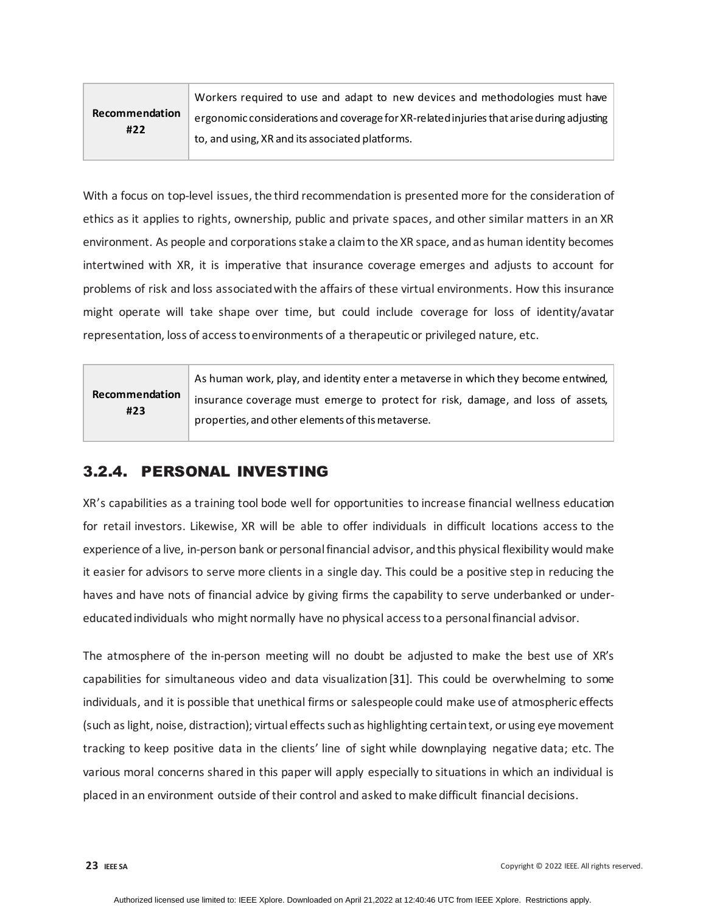| Recommendation #22 | Workers required to use and adapt to new devices and methodologies must have ergonomic considerations and coverage for XR-related injuries that arise during adjusting to, and using, XR and its associated platforms. |
|---|---|

With a focus on top-level issues, the third recommendation is presented more for the consideration of ethics as it applies to rights, ownership, public and private spaces, and other similar matters in an XR environment. As people and corporations stake a claim to the XR space, and as human identity becomes intertwined with XR, it is imperative that insurance coverage emerges and adjusts to account for problems of risk and loss associated with the affairs of these virtual environments. How this insurance might operate will take shape over time, but could include coverage for loss of identity/avatar representation, loss of access to environments of a therapeutic or privileged nature, etc.

| Recommendation #23 | As human work, play, and identity enter a metaverse in which they become entwined, insurance coverage must emerge to protect for risk, damage, and loss of assets, properties, and other elements of this metaverse. |
|---|---|

### 3.2.4. PERSONAL INVESTING

XR's capabilities as a training tool bode well for opportunities to increase financial wellness education for retail investors. Likewise, XR will be able to offer individuals in difficult locations access to the experience of a live, in-person bank or personal financial advisor, and this physical flexibility would make it easier for advisors to serve more clients in a single day. This could be a positive step in reducing the haves and have nots of financial advice by giving firms the capability to serve underbanked or under-educated individuals who might normally have no physical access to a personal financial advisor.

The atmosphere of the in-person meeting will no doubt be adjusted to make the best use of XR's capabilities for simultaneous video and data visualization [31]. This could be overwhelming to some individuals, and it is possible that unethical firms or salespeople could make use of atmospheric effects (such as light, noise, distraction); virtual effects such as highlighting certain text, or using eye movement tracking to keep positive data in the clients' line of sight while downplaying negative data; etc. The various moral concerns shared in this paper will apply especially to situations in which an individual is placed in an environment outside of their control and asked to make difficult financial decisions.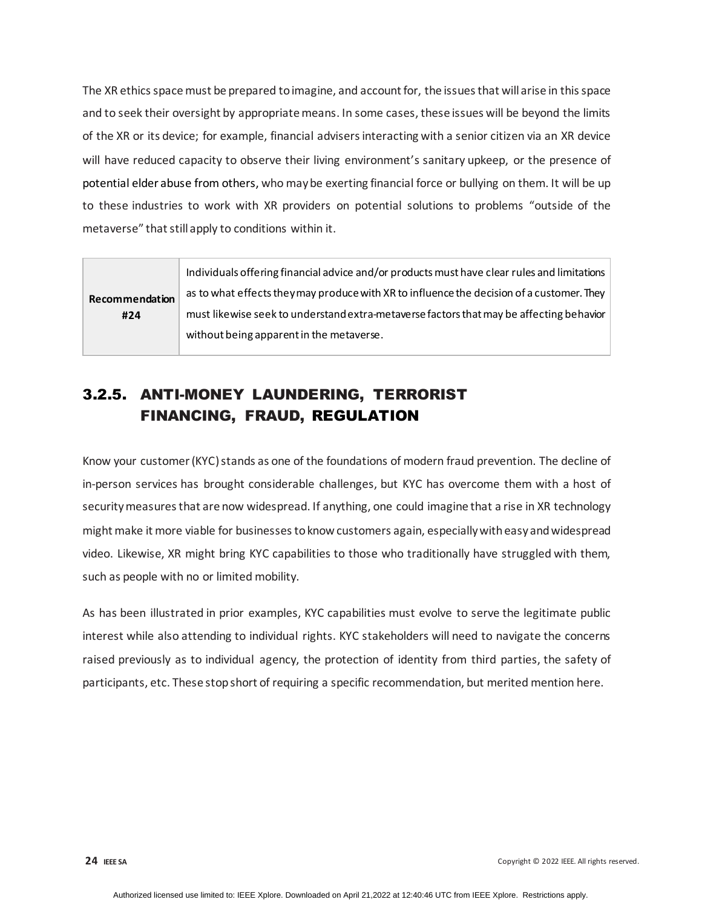The XR ethics space must be prepared to imagine, and account for, the issues that will arise in this space and to seek their oversight by appropriate means. In some cases, these issues will be beyond the limits of the XR or its device; for example, financial advisers interacting with a senior citizen via an XR device will have reduced capacity to observe their living environment's sanitary upkeep, or the presence of potential elder abuse from others, who may be exerting financial force or bullying on them. It will be up to these industries to work with XR providers on potential solutions to problems "outside of the metaverse" that still apply to conditions within it.

| **Recommendation #24** | Individuals offering financial advice and/or products must have clear rules and limitations as to what effects they may produce with XR to influence the decision of a customer. They must likewise seek to understand extra-metaverse factors that may be affecting behavior without being apparent in the metaverse. |
|---|---|

## 3.2.5. ANTI-MONEY LAUNDERING, TERRORIST FINANCING, FRAUD, REGULATION

Know your customer (KYC) stands as one of the foundations of modern fraud prevention. The decline of in-person services has brought considerable challenges, but KYC has overcome them with a host of security measures that are now widespread. If anything, one could imagine that a rise in XR technology might make it more viable for businesses to know customers again, especially with easy and widespread video. Likewise, XR might bring KYC capabilities to those who traditionally have struggled with them, such as people with no or limited mobility.

As has been illustrated in prior examples, KYC capabilities must evolve to serve the legitimate public interest while also attending to individual rights. KYC stakeholders will need to navigate the concerns raised previously as to individual agency, the protection of identity from third parties, the safety of participants, etc. These stop short of requiring a specific recommendation, but merited mention here.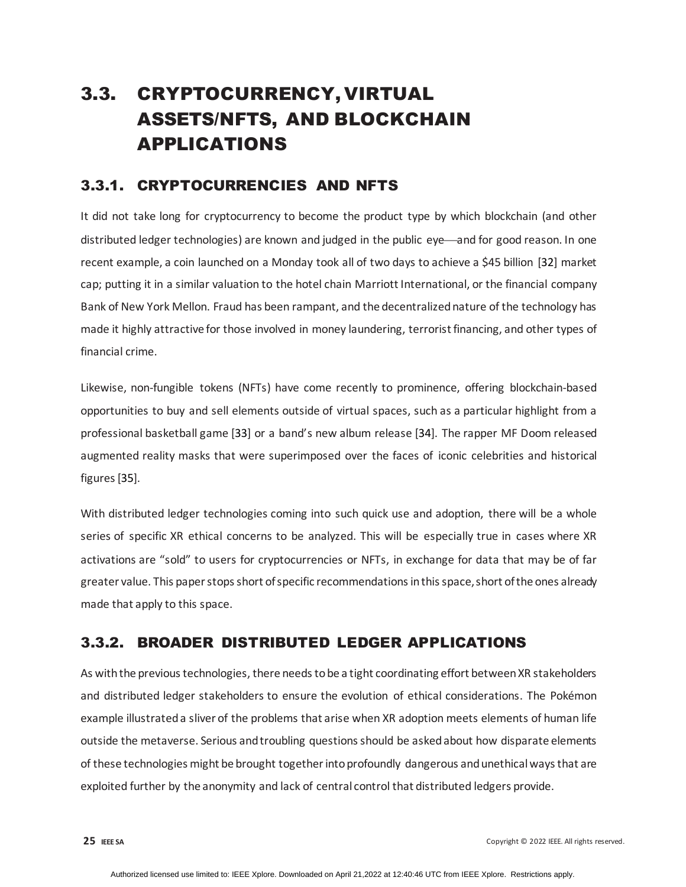## 3.3. CRYPTOCURRENCY, VIRTUAL ASSETS/NFTS, AND BLOCKCHAIN APPLICATIONS

### 3.3.1. CRYPTOCURRENCIES AND NFTS

It did not take long for cryptocurrency to become the product type by which blockchain (and other distributed ledger technologies) are known and judged in the public eye—and for good reason. In one recent example, a coin launched on a Monday took all of two days to achieve a $45 billion [32] market cap; putting it in a similar valuation to the hotel chain Marriott International, or the financial company Bank of New York Mellon. Fraud has been rampant, and the decentralized nature of the technology has made it highly attractive for those involved in money laundering, terrorist financing, and other types of financial crime.

Likewise, non-fungible tokens (NFTs) have come recently to prominence, offering blockchain-based opportunities to buy and sell elements outside of virtual spaces, such as a particular highlight from a professional basketball game [33] or a band's new album release [34]. The rapper MF Doom released augmented reality masks that were superimposed over the faces of iconic celebrities and historical figures [35].

With distributed ledger technologies coming into such quick use and adoption, there will be a whole series of specific XR ethical concerns to be analyzed. This will be especially true in cases where XR activations are "sold" to users for cryptocurrencies or NFTs, in exchange for data that may be of far greater value. This paper stops short of specific recommendations in this space, short of the ones already made that apply to this space.

### 3.3.2. BROADER DISTRIBUTED LEDGER APPLICATIONS

As with the previous technologies, there needs to be a tight coordinating effort between XR stakeholders and distributed ledger stakeholders to ensure the evolution of ethical considerations. The Pokémon example illustrated a sliver of the problems that arise when XR adoption meets elements of human life outside the metaverse. Serious and troubling questions should be asked about how disparate elements of these technologies might be brought together into profoundly dangerous and unethical ways that are exploited further by the anonymity and lack of central control that distributed ledgers provide.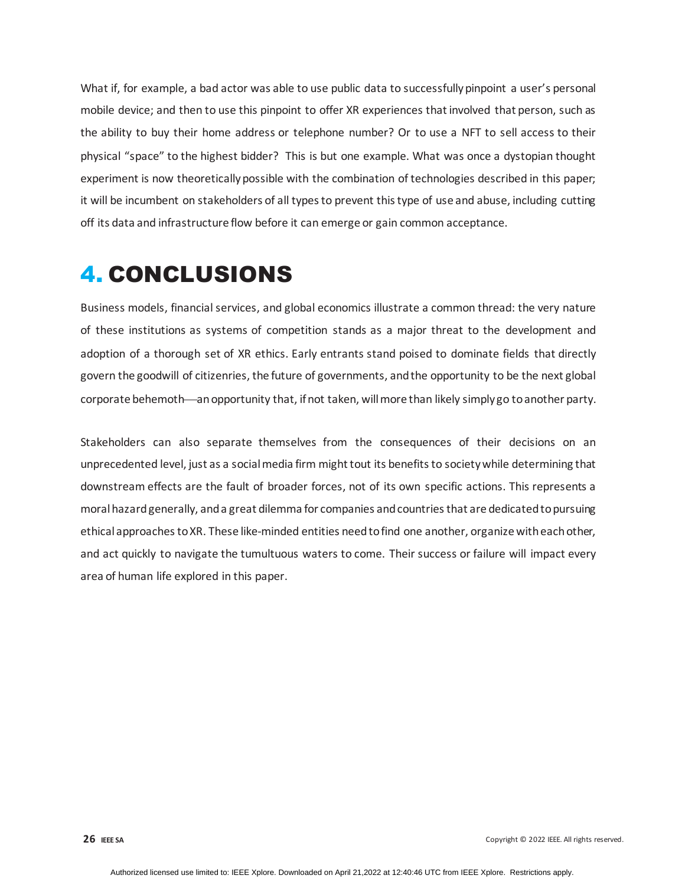What if, for example, a bad actor was able to use public data to successfully pinpoint a user's personal mobile device; and then to use this pinpoint to offer XR experiences that involved that person, such as the ability to buy their home address or telephone number? Or to use a NFT to sell access to their physical "space" to the highest bidder? This is but one example. What was once a dystopian thought experiment is now theoretically possible with the combination of technologies described in this paper; it will be incumbent on stakeholders of all types to prevent this type of use and abuse, including cutting off its data and infrastructure flow before it can emerge or gain common acceptance.

# 4. CONCLUSIONS

Business models, financial services, and global economics illustrate a common thread: the very nature of these institutions as systems of competition stands as a major threat to the development and adoption of a thorough set of XR ethics. Early entrants stand poised to dominate fields that directly govern the goodwill of citizenries, the future of governments, and the opportunity to be the next global corporate behemoth—an opportunity that, if not taken, will more than likely simply go to another party.

Stakeholders can also separate themselves from the consequences of their decisions on an unprecedented level, just as a social media firm might tout its benefits to society while determining that downstream effects are the fault of broader forces, not of its own specific actions. This represents a moral hazard generally, and a great dilemma for companies and countries that are dedicated to pursuing ethical approaches to XR. These like-minded entities need to find one another, organize with each other, and act quickly to navigate the tumultuous waters to come. Their success or failure will impact every area of human life explored in this paper.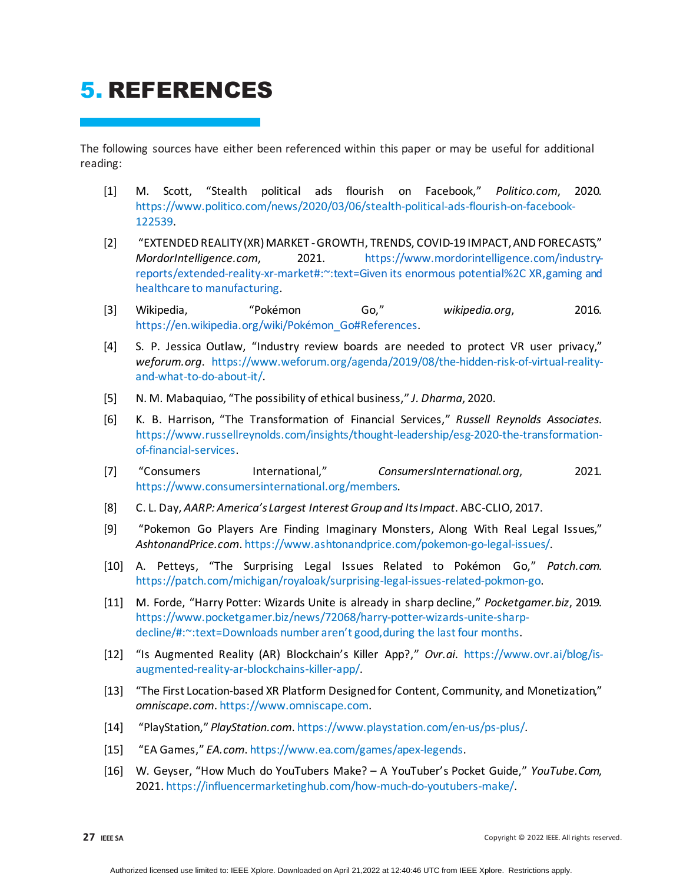# 5. REFERENCES

The following sources have either been referenced within this paper or may be useful for additional reading:

[1] M. Scott, "Stealth political ads flourish on Facebook," *Politico.com*, 2020. https://www.politico.com/news/2020/03/06/stealth-political-ads-flourish-on-facebook-122539.

[2] "EXTENDED REALITY (XR) MARKET - GROWTH, TRENDS, COVID-19 IMPACT, AND FORECASTS," *MordorIntelligence.com*, 2021. https://www.mordorintelligence.com/industry-reports/extended-reality-xr-market#:~:text=Given its enormous potential%2C XR,gaming and healthcare to manufacturing.

[3] Wikipedia, "Pokémon Go," *wikipedia.org*, 2016. https://en.wikipedia.org/wiki/Pokémon_Go#References.

[4] S. P. Jessica Outlaw, "Industry review boards are needed to protect VR user privacy," *weforum.org*. https://www.weforum.org/agenda/2019/08/the-hidden-risk-of-virtual-reality-and-what-to-do-about-it/.

[5] N. M. Mabaquiao, "The possibility of ethical business," *J. Dharma*, 2020.

[6] K. B. Harrison, "The Transformation of Financial Services," *Russell Reynolds Associates*. https://www.russellreynolds.com/insights/thought-leadership/esg-2020-the-transformation-of-financial-services.

[7] "Consumers International," *ConsumersInternational.org*, 2021. https://www.consumersinternational.org/members.

[8] C. L. Day, *AARP: America's Largest Interest Group and Its Impact*. ABC-CLIO, 2017.

[9] "Pokemon Go Players Are Finding Imaginary Monsters, Along With Real Legal Issues," *AshtonandPrice.com*. https://www.ashtonandprice.com/pokemon-go-legal-issues/.

[10] A. Petteys, "The Surprising Legal Issues Related to Pokémon Go," *Patch.com*. https://patch.com/michigan/royaloak/surprising-legal-issues-related-pokmon-go.

[11] M. Forde, "Harry Potter: Wizards Unite is already in sharp decline," *Pocketgamer.biz*, 2019. https://www.pocketgamer.biz/news/72068/harry-potter-wizards-unite-sharp-decline/#:~:text=Downloads number aren't good,during the last four months.

[12] "Is Augmented Reality (AR) Blockchain's Killer App?," *Ovr.ai*. https://www.ovr.ai/blog/is-augmented-reality-ar-blockchains-killer-app/.

[13] "The First Location-based XR Platform Designed for Content, Community, and Monetization," *omniscape.com*. https://www.omniscape.com.

[14] "PlayStation," *PlayStation.com*. https://www.playstation.com/en-us/ps-plus/.

[15] "EA Games," *EA.com*. https://www.ea.com/games/apex-legends.

[16] W. Geyser, "How Much do YouTubers Make? – A YouTuber's Pocket Guide," *YouTube.Com*, 2021. https://influencermarketinghub.com/how-much-do-youtubers-make/.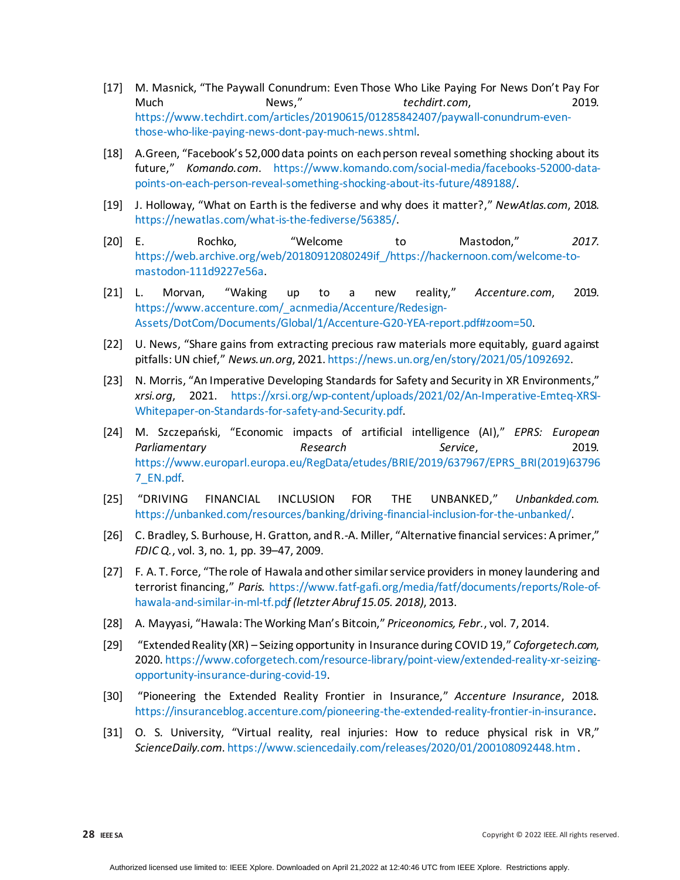[17] M. Masnick, “The Paywall Conundrum: Even Those Who Like Paying For News Don’t Pay For Much News,” *techdirt.com*, 2019. https://www.techdirt.com/articles/20190615/01285842407/paywall-conundrum-even-those-who-like-paying-news-dont-pay-much-news.shtml.

[18] A.Green, “Facebook’s 52,000 data points on each person reveal something shocking about its future,” *Komando.com*. https://www.komando.com/social-media/facebooks-52000-data-points-on-each-person-reveal-something-shocking-about-its-future/489188/.

[19] J. Holloway, “What on Earth is the fediverse and why does it matter?,” *NewAtlas.com*, 2018. https://newatlas.com/what-is-the-fediverse/56385/.

[20] E. Rochko, “Welcome to Mastodon,” *2017*. https://web.archive.org/web/20180912080249if_/https://hackernoon.com/welcome-to-mastodon-111d9227e56a.

[21] L. Morvan, “Waking up to a new reality,” *Accenture.com*, 2019. https://www.accenture.com/_acnmedia/Accenture/Redesign-Assets/DotCom/Documents/Global/1/Accenture-G20-YEA-report.pdf#zoom=50.

[22] U. News, “Share gains from extracting precious raw materials more equitably, guard against pitfalls: UN chief,” *News.un.org*, 2021. https://news.un.org/en/story/2021/05/1092692.

[23] N. Morris, “An Imperative Developing Standards for Safety and Security in XR Environments,” *xrsi.org*, 2021. https://xrsi.org/wp-content/uploads/2021/02/An-Imperative-Emteq-XRSI-Whitepaper-on-Standards-for-safety-and-Security.pdf.

[24] M. Szczepański, “Economic impacts of artificial intelligence (AI),” *EPRS: European Parliamentary Research Service*, 2019. https://www.europarl.europa.eu/RegData/etudes/BRIE/2019/637967/EPRS_BRI(2019)637967_EN.pdf.

[25] “DRIVING FINANCIAL INCLUSION FOR THE UNBANKED,” *Unbankded.com.* https://unbanked.com/resources/banking/driving-financial-inclusion-for-the-unbanked/.

[26] C. Bradley, S. Burhouse, H. Gratton, and R.-A. Miller, “Alternative financial services: A primer,” *FDIC Q.*, vol. 3, no. 1, pp. 39–47, 2009.

[27] F. A. T. Force, “The role of Hawala and other similar service providers in money laundering and terrorist financing,” *Paris.* https://www.fatf-gafi.org/media/fatf/documents/reports/Role-of-hawala-and-similar-in-ml-tf.pd*f (letzter Abruf 15.05. 2018)*, 2013.

[28] A. Mayyasi, “Hawala: The Working Man’s Bitcoin,” *Priceonomics, Febr.*, vol. 7, 2014.

[29] “Extended Reality (XR) – Seizing opportunity in Insurance during COVID 19,” *Coforgetech.com*, 2020. https://www.coforgetech.com/resource-library/point-view/extended-reality-xr-seizing-opportunity-insurance-during-covid-19.

[30] “Pioneering the Extended Reality Frontier in Insurance,” *Accenture Insurance*, 2018. https://insuranceblog.accenture.com/pioneering-the-extended-reality-frontier-in-insurance.

[31] O. S. University, “Virtual reality, real injuries: How to reduce physical risk in VR,” *ScienceDaily.com*. https://www.sciencedaily.com/releases/2020/01/200108092448.htm .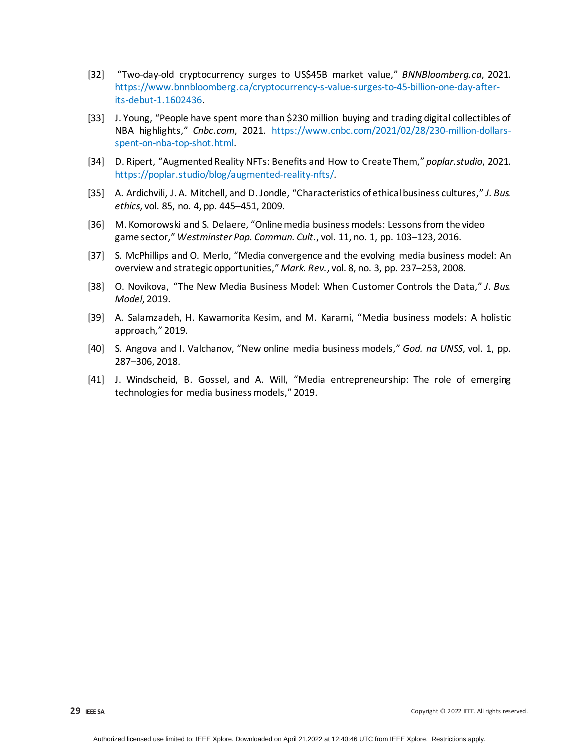[32] "Two-day-old cryptocurrency surges to US$45B market value," *BNNBloomberg.ca*, 2021. https://www.bnnbloomberg.ca/cryptocurrency-s-value-surges-to-45-billion-one-day-after-its-debut-1.1602436.

[33] J. Young, "People have spent more than $230 million buying and trading digital collectibles of NBA highlights," *Cnbc.com*, 2021. https://www.cnbc.com/2021/02/28/230-million-dollars-spent-on-nba-top-shot.html.

[34] D. Ripert, "Augmented Reality NFTs: Benefits and How to Create Them," *poplar.studio*, 2021. https://poplar.studio/blog/augmented-reality-nfts/.

[35] A. Ardichvili, J. A. Mitchell, and D. Jondle, "Characteristics of ethical business cultures," *J. Bus. ethics*, vol. 85, no. 4, pp. 445–451, 2009.

[36] M. Komorowski and S. Delaere, "Online media business models: Lessons from the video game sector," *Westminster Pap. Commun. Cult.*, vol. 11, no. 1, pp. 103–123, 2016.

[37] S. McPhillips and O. Merlo, "Media convergence and the evolving media business model: An overview and strategic opportunities," *Mark. Rev.*, vol. 8, no. 3, pp. 237–253, 2008.

[38] O. Novikova, "The New Media Business Model: When Customer Controls the Data," *J. Bus. Model*, 2019.

[39] A. Salamzadeh, H. Kawamorita Kesim, and M. Karami, "Media business models: A holistic approach," 2019.

[40] S. Angova and I. Valchanov, "New online media business models," *God. na UNSS*, vol. 1, pp. 287–306, 2018.

[41] J. Windscheid, B. Gossel, and A. Will, "Media entrepreneurship: The role of emerging technologies for media business models," 2019.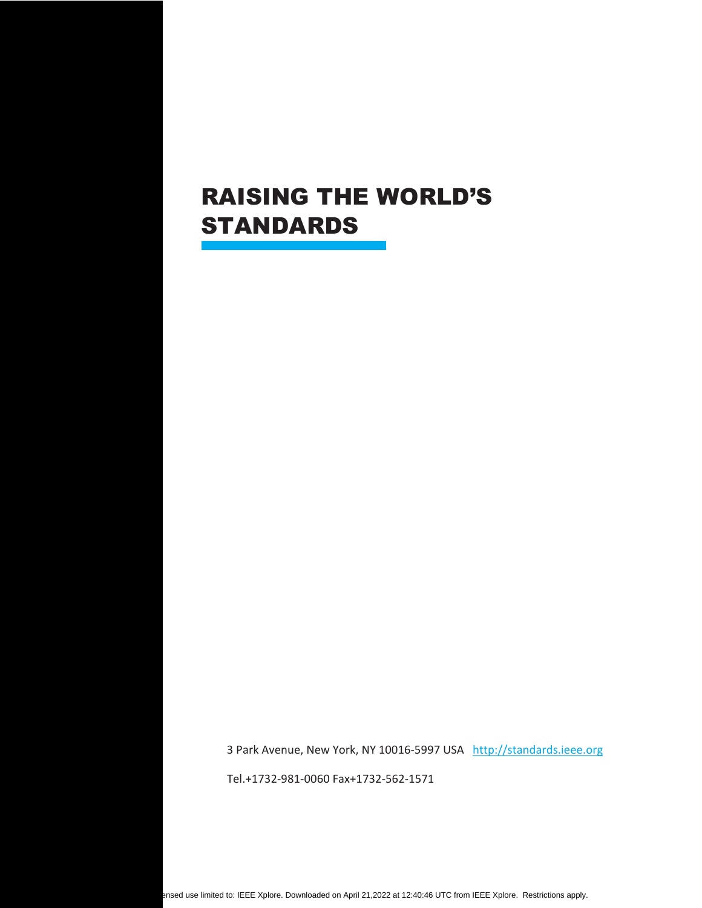# RAISING THE WORLD'S STANDARDS

3 Park Avenue, New York, NY 10016-5997 USA http://standards.ieee.org

Tel.+1732-981-0060 Fax+1732-562-1571